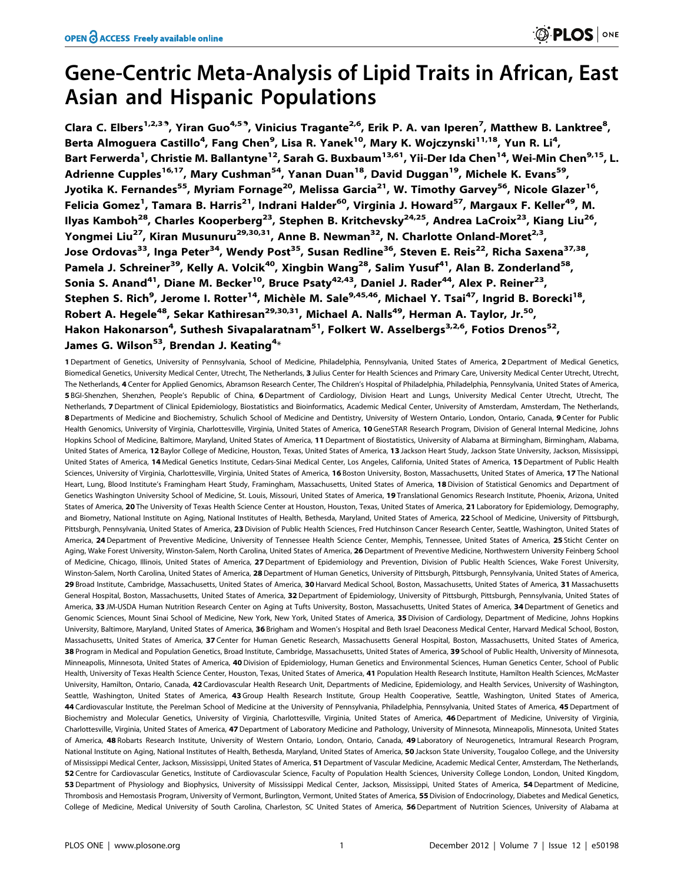# Gene-Centric Meta-Analysis of Lipid Traits in African, East Asian and Hispanic Populations

Clara C. Elbers[1,2,3¶], Yiran Guo[4,5¶], Vinicius Tragante[2,6], Erik P. A. van Iperen[7], Matthew B. Lanktree[8], Berta Almoguera Castillo[4], Fang Chen[9], Lisa R. Yanek[10], Mary K. Wojczynski[11,18], Yun R. Li[4], Bart Ferwerda[1], Christie M. Ballantyne[12], Sarah G. Buxbaum[13,61], Yii-Der Ida Chen[14], Wei-Min Chen[9,15], L. Adrienne Cupples[16,17], Mary Cushman[54], Yanan Duan[18], David Duggan[19], Michele K. Evans[59], Jyotika K. Fernandes[55], Myriam Fornage[20], Melissa Garcia[21], W. Timothy Garvey[56], Nicole Glazer[16], Felicia Gomez[1], Tamara B. Harris[21], Indrani Halder[60], Virginia J. Howard[57], Margaux F. Keller[49], M. Ilyas Kamboh[28], Charles Kooperberg[23], Stephen B. Kritchevsky[24,25], Andrea LaCroix[23], Kiang Liu[26], Yongmei Liu[27], Kiran Musunuru[29,30,31], Anne B. Newman[32], N. Charlotte Onland-Moret[2,3], Jose Ordovas[33], Inga Peter[34], Wendy Post[35], Susan Redline[36], Steven E. Reis[22], Richa Saxena[37,38], Pamela J. Schreiner[39], Kelly A. Volcik[40], Xingbin Wang[28], Salim Yusuf[41], Alan B. Zonderland[58], Sonia S. Anand[41], Diane M. Becker[10], Bruce Psaty[42,43], Daniel J. Rader[44], Alex P. Reiner[23], Stephen S. Rich[9], Jerome I. Rotter[14], Michèle M. Sale[9,45,46], Michael Y. Tsai[47], Ingrid B. Borecki[18], Robert A. Hegele[48], Sekar Kathiresan[29,30,31], Michael A. Nalls[49], Herman A. Taylor, Jr.[50], Hakon Hakonarson[4], Suthesh Sivapalaratnam[51], Folkert W. Asselbergs[3,2,6], Fotios Drenos[52], James G. Wilson[53], Brendan J. Keating[4]*

**1** Department of Genetics, University of Pennsylvania, School of Medicine, Philadelphia, Pennsylvania, United States of America, **2** Department of Medical Genetics, Biomedical Genetics, University Medical Center, Utrecht, The Netherlands, **3** Julius Center for Health Sciences and Primary Care, University Medical Center Utrecht, Utrecht, The Netherlands, **4** Center for Applied Genomics, Abramson Research Center, The Children's Hospital of Philadelphia, Philadelphia, Pennsylvania, United States of America, **5** BGI-Shenzhen, Shenzhen, People's Republic of China, **6** Department of Cardiology, Division Heart and Lungs, University Medical Center Utrecht, Utrecht, The Netherlands, **7** Department of Clinical Epidemiology, Biostatistics and Bioinformatics, Academic Medical Center, University of Amsterdam, Amsterdam, The Netherlands, **8** Departments of Medicine and Biochemistry, Schulich School of Medicine and Dentistry, University of Western Ontario, London, Ontario, Canada, **9** Center for Public Health Genomics, University of Virginia, Charlottesville, Virginia, United States of America, **10** GeneSTAR Research Program, Division of General Internal Medicine, Johns Hopkins School of Medicine, Baltimore, Maryland, United States of America, **11** Department of Biostatistics, University of Alabama at Birmingham, Birmingham, Alabama, United States of America, **12** Baylor College of Medicine, Houston, Texas, United States of America, **13** Jackson Heart Study, Jackson State University, Jackson, Mississippi, United States of America, **14** Medical Genetics Institute, Cedars-Sinai Medical Center, Los Angeles, California, United States of America, **15** Department of Public Health Sciences, University of Virginia, Charlottesville, Virginia, United States of America, **16** Boston University, Boston, Massachusetts, United States of America, **17** The National Heart, Lung, Blood Institute's Framingham Heart Study, Framingham, Massachusetts, United States of America, **18** Division of Statistical Genomics and Department of Genetics Washington University School of Medicine, St. Louis, Missouri, United States of America, **19** Translational Genomics Research Institute, Phoenix, Arizona, United States of America, **20** The University of Texas Health Science Center at Houston, Houston, Texas, United States of America, **21** Laboratory for Epidemiology, Demography, and Biometry, National Institute on Aging, National Institutes of Health, Bethesda, Maryland, United States of America, **22** School of Medicine, University of Pittsburgh, Pittsburgh, Pennsylvania, United States of America, **23** Division of Public Health Sciences, Fred Hutchinson Cancer Research Center, Seattle, Washington, United States of America, **24** Department of Preventive Medicine, University of Tennessee Health Science Center, Memphis, Tennessee, United States of America, **25** Sticht Center on Aging, Wake Forest University, Winston-Salem, North Carolina, United States of America, **26** Department of Preventive Medicine, Northwestern University Feinberg School of Medicine, Chicago, Illinois, United States of America, **27** Department of Epidemiology and Prevention, Division of Public Health Sciences, Wake Forest University, Winston-Salem, North Carolina, United States of America, **28** Department of Human Genetics, University of Pittsburgh, Pittsburgh, Pennsylvania, United States of America, **29** Broad Institute, Cambridge, Massachusetts, United States of America, **30** Harvard Medical School, Boston, Massachusetts, United States of America, **31** Massachusetts General Hospital, Boston, Massachusetts, United States of America, **32** Department of Epidemiology, University of Pittsburgh, Pittsburgh, Pennsylvania, United States of America, **33** JM-USDA Human Nutrition Research Center on Aging at Tufts University, Boston, Massachusetts, United States of America, **34** Department of Genetics and Genomic Sciences, Mount Sinai School of Medicine, New York, New York, United States of America, **35** Division of Cardiology, Department of Medicine, Johns Hopkins University, Baltimore, Maryland, United States of America, **36** Brigham and Women's Hospital and Beth Israel Deaconess Medical Center, Harvard Medical School, Boston, Massachusetts, United States of America, **37** Center for Human Genetic Research, Massachusetts General Hospital, Boston, Massachusetts, United States of America, **38** Program in Medical and Population Genetics, Broad Institute, Cambridge, Massachusetts, United States of America, **39** School of Public Health, University of Minnesota, Minneapolis, Minnesota, United States of America, **40** Division of Epidemiology, Human Genetics and Environmental Sciences, Human Genetics Center, School of Public Health, University of Texas Health Science Center, Houston, Texas, United States of America, **41** Population Health Research Institute, Hamilton Health Sciences, McMaster University, Hamilton, Ontario, Canada, **42** Cardiovascular Health Research Unit, Departments of Medicine, Epidemiology, and Health Services, University of Washington, Seattle, Washington, United States of America, **43** Group Health Research Institute, Group Health Cooperative, Seattle, Washington, United States of America, **44** Cardiovascular Institute, the Perelman School of Medicine at the University of Pennsylvania, Philadelphia, Pennsylvania, United States of America, **45** Department of Biochemistry and Molecular Genetics, University of Virginia, Charlottesville, Virginia, United States of America, **46** Department of Medicine, University of Virginia, Charlottesville, Virginia, United States of America, **47** Department of Laboratory Medicine and Pathology, University of Minnesota, Minneapolis, Minnesota, United States of America, **48** Robarts Research Institute, University of Western Ontario, London, Ontario, Canada, **49** Laboratory of Neurogenetics, Intramural Research Program, National Institute on Aging, National Institutes of Health, Bethesda, Maryland, United States of America, **50** Jackson State University, Tougaloo College, and the University of Mississippi Medical Center, Jackson, Mississippi, United States of America, **51** Department of Vascular Medicine, Academic Medical Center, Amsterdam, The Netherlands, **52** Centre for Cardiovascular Genetics, Institute of Cardiovascular Science, Faculty of Population Health Sciences, University College London, London, United Kingdom, **53** Department of Physiology and Biophysics, University of Mississippi Medical Center, Jackson, Mississippi, United States of America, **54** Department of Medicine, Thrombosis and Hemostasis Program, University of Vermont, Burlington, Vermont, United States of America, **55** Division of Endocrinology, Diabetes and Medical Genetics, College of Medicine, Medical University of South Carolina, Charleston, SC United States of America, **56** Department of Nutrition Sciences, University of Alabama at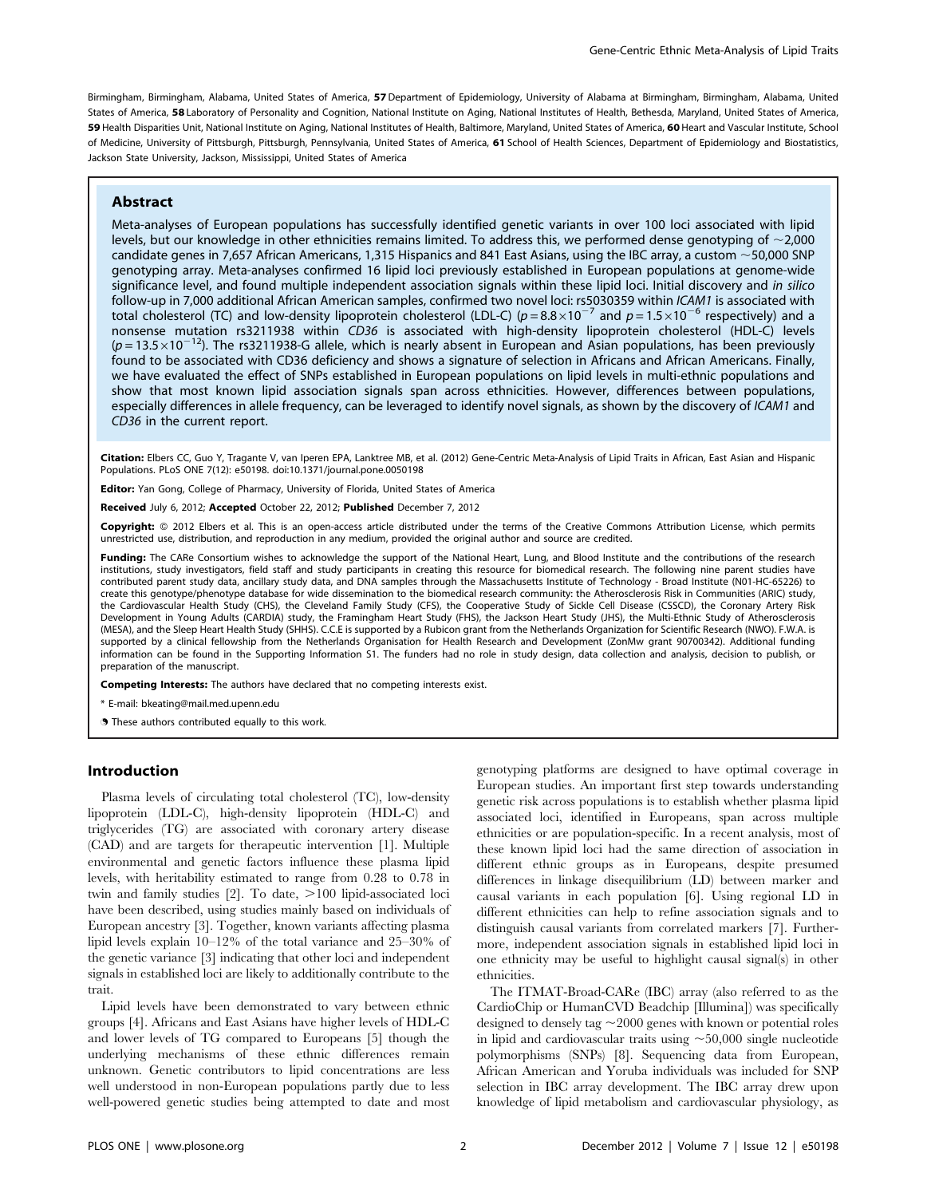Birmingham, Birmingham, Alabama, United States of America, **57** Department of Epidemiology, University of Alabama at Birmingham, Birmingham, Alabama, United States of America, **58** Laboratory of Personality and Cognition, National Institute on Aging, National Institutes of Health, Bethesda, Maryland, United States of America, **59** Health Disparities Unit, National Institute on Aging, National Institutes of Health, Baltimore, Maryland, United States of America, **60** Heart and Vascular Institute, School of Medicine, University of Pittsburgh, Pittsburgh, Pennsylvania, United States of America, **61** School of Health Sciences, Department of Epidemiology and Biostatistics, Jackson State University, Jackson, Mississippi, United States of America

## Abstract

Meta-analyses of European populations has successfully identified genetic variants in over 100 loci associated with lipid levels, but our knowledge in other ethnicities remains limited. To address this, we performed dense genotyping of ~2,000 candidate genes in 7,657 African Americans, 1,315 Hispanics and 841 East Asians, using the IBC array, a custom ~50,000 SNP genotyping array. Meta-analyses confirmed 16 lipid loci previously established in European populations at genome-wide significance level, and found multiple independent association signals within these lipid loci. Initial discovery and *in silico* follow-up in 7,000 additional African American samples, confirmed two novel loci: rs5030359 within *ICAM1* is associated with total cholesterol (TC) and low-density lipoprotein cholesterol (LDL-C) ($p = 8.8\times10^{-7}$ and $p = 1.5\times10^{-6}$ respectively) and a nonsense mutation rs3211938 within *CD36* is associated with high-density lipoprotein cholesterol (HDL-C) levels ($p = 13.5\times10^{-12}$). The rs3211938-G allele, which is nearly absent in European and Asian populations, has been previously found to be associated with CD36 deficiency and shows a signature of selection in Africans and African Americans. Finally, we have evaluated the effect of SNPs established in European populations on lipid levels in multi-ethnic populations and show that most known lipid association signals span across ethnicities. However, differences between populations, especially differences in allele frequency, can be leveraged to identify novel signals, as shown by the discovery of *ICAM1* and *CD36* in the current report.

**Citation:** Elbers CC, Guo Y, Tragante V, van Iperen EPA, Lanktree MB, et al. (2012) Gene-Centric Meta-Analysis of Lipid Traits in African, East Asian and Hispanic Populations. PLoS ONE 7(12): e50198. doi:10.1371/journal.pone.0050198

**Editor:** Yan Gong, College of Pharmacy, University of Florida, United States of America

**Received** July 6, 2012; **Accepted** October 22, 2012; **Published** December 7, 2012

**Copyright:** © 2012 Elbers et al. This is an open-access article distributed under the terms of the Creative Commons Attribution License, which permits unrestricted use, distribution, and reproduction in any medium, provided the original author and source are credited.

**Funding:** The CARe Consortium wishes to acknowledge the support of the National Heart, Lung, and Blood Institute and the contributions of the research institutions, study investigators, field staff and study participants in creating this resource for biomedical research. The following nine parent studies have contributed parent study data, ancillary study data, and DNA samples through the Massachusetts Institute of Technology - Broad Institute (N01-HC-65226) to create this genotype/phenotype database for wide dissemination to the biomedical research community: the Atherosclerosis Risk in Communities (ARIC) study, the Cardiovascular Health Study (CHS), the Cleveland Family Study (CFS), the Cooperative Study of Sickle Cell Disease (CSSCD), the Coronary Artery Risk Development in Young Adults (CARDIA) study, the Framingham Heart Study (FHS), the Jackson Heart Study (JHS), the Multi-Ethnic Study of Atherosclerosis (MESA), and the Sleep Heart Health Study (SHHS). C.C.E is supported by a Rubicon grant from the Netherlands Organization for Scientific Research (NWO). F.W.A. is supported by a clinical fellowship from the Netherlands Organisation for Health Research and Development (ZonMw grant 90700342). Additional funding information can be found in the Supporting Information S1. The funders had no role in study design, data collection and analysis, decision to publish, or preparation of the manuscript.

**Competing Interests:** The authors have declared that no competing interests exist.

* E-mail: bkeating@mail.med.upenn.edu

These authors contributed equally to this work.

## Introduction

Plasma levels of circulating total cholesterol (TC), low-density lipoprotein (LDL-C), high-density lipoprotein (HDL-C) and triglycerides (TG) are associated with coronary artery disease (CAD) and are targets for therapeutic intervention [1]. Multiple environmental and genetic factors influence these plasma lipid levels, with heritability estimated to range from 0.28 to 0.78 in twin and family studies [2]. To date, >100 lipid-associated loci have been described, using studies mainly based on individuals of European ancestry [3]. Together, known variants affecting plasma lipid levels explain 10–12% of the total variance and 25–30% of the genetic variance [3] indicating that other loci and independent signals in established loci are likely to additionally contribute to the trait.

Lipid levels have been demonstrated to vary between ethnic groups [4]. Africans and East Asians have higher levels of HDL-C and lower levels of TG compared to Europeans [5] though the underlying mechanisms of these ethnic differences remain unknown. Genetic contributors to lipid concentrations are less well understood in non-European populations partly due to less well-powered genetic studies being attempted to date and most genotyping platforms are designed to have optimal coverage in European studies. An important first step towards understanding genetic risk across populations is to establish whether plasma lipid associated loci, identified in Europeans, span across multiple ethnicities or are population-specific. In a recent analysis, most of these known lipid loci had the same direction of association in different ethnic groups as in Europeans, despite presumed differences in linkage disequilibrium (LD) between marker and causal variants in each population [6]. Using regional LD in different ethnicities can help to refine association signals and to distinguish causal variants from correlated markers [7]. Furthermore, independent association signals in established lipid loci in one ethnicity may be useful to highlight causal signal(s) in other ethnicities.

The ITMAT-Broad-CARe (IBC) array (also referred to as the CardioChip or HumanCVD Beadchip [Illumina]) was specifically designed to densely tag ~2000 genes with known or potential roles in lipid and cardiovascular traits using ~50,000 single nucleotide polymorphisms (SNPs) [8]. Sequencing data from European, African American and Yoruba individuals was included for SNP selection in IBC array development. The IBC array drew upon knowledge of lipid metabolism and cardiovascular physiology, as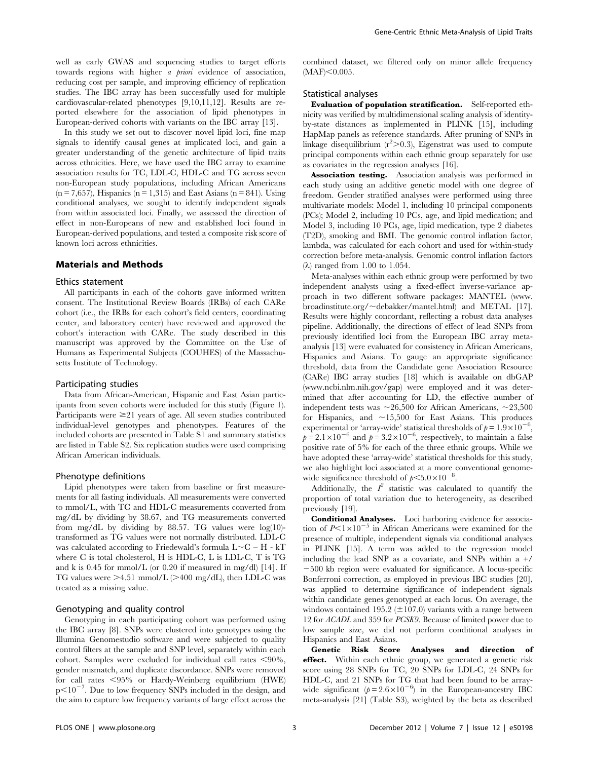well as early GWAS and sequencing studies to target efforts towards regions with higher *a priori* evidence of association, reducing cost per sample, and improving efficiency of replication studies. The IBC array has been successfully used for multiple cardiovascular-related phenotypes [9,10,11,12]. Results are reported elsewhere for the association of lipid phenotypes in European-derived cohorts with variants on the IBC array [13].

In this study we set out to discover novel lipid loci, fine map signals to identify causal genes at implicated loci, and gain a greater understanding of the genetic architecture of lipid traits across ethnicities. Here, we have used the IBC array to examine association results for TC, LDL-C, HDL-C and TG across seven non-European study populations, including African Americans (n = 7,657), Hispanics (n = 1,315) and East Asians (n = 841). Using conditional analyses, we sought to identify independent signals from within associated loci. Finally, we assessed the direction of effect in non-Europeans of new and established loci found in European-derived populations, and tested a composite risk score of known loci across ethnicities.

## Materials and Methods

### Ethics statement

All participants in each of the cohorts gave informed written consent. The Institutional Review Boards (IRBs) of each CARe cohort (i.e., the IRBs for each cohort's field centers, coordinating center, and laboratory center) have reviewed and approved the cohort's interaction with CARe. The study described in this manuscript was approved by the Committee on the Use of Humans as Experimental Subjects (COUHES) of the Massachusetts Institute of Technology.

### Participating studies

Data from African-American, Hispanic and East Asian participants from seven cohorts were included for this study (Figure 1). Participants were ≥21 years of age. All seven studies contributed individual-level genotypes and phenotypes. Features of the included cohorts are presented in Table S1 and summary statistics are listed in Table S2. Six replication studies were used comprising African American individuals.

### Phenotype definitions

Lipid phenotypes were taken from baseline or first measurements for all fasting individuals. All measurements were converted to mmol/L, with TC and HDL-C measurements converted from mg/dL by dividing by 38.67, and TG measurements converted from mg/dL by dividing by 88.57. TG values were log(10)-transformed as TG values were not normally distributed. LDL-C was calculated according to Friedewald's formula L∼C – H - kT where C is total cholesterol, H is HDL-C, L is LDL-C, T is TG and k is 0.45 for mmol/L (or 0.20 if measured in mg/dl) [14]. If TG values were >4.51 mmol/L (>400 mg/dL), then LDL-C was treated as a missing value.

### Genotyping and quality control

Genotyping in each participating cohort was performed using the IBC array [8]. SNPs were clustered into genotypes using the Illumina Genomestudio software and were subjected to quality control filters at the sample and SNP level, separately within each cohort. Samples were excluded for individual call rates <90%, gender mismatch, and duplicate discordance. SNPs were removed for call rates <95% or Hardy-Weinberg equilibrium (HWE) $p<10^{-7}$. Due to low frequency SNPs included in the design, and the aim to capture low frequency variants of large effect across the combined dataset, we filtered only on minor allele frequency (MAF)<0.005.

### Statistical analyses

**Evaluation of population stratification.** Self-reported ethnicity was verified by multidimensional scaling analysis of identity-by-state distances as implemented in PLINK [15], including HapMap panels as reference standards. After pruning of SNPs in linkage disequilibrium ($r^2$>0.3), Eigenstrat was used to compute principal components within each ethnic group separately for use as covariates in the regression analyses [16].

**Association testing.** Association analysis was performed in each study using an additive genetic model with one degree of freedom. Gender stratified analyses were performed using three multivariate models: Model 1, including 10 principal components (PCs); Model 2, including 10 PCs, age, and lipid medication; and Model 3, including 10 PCs, age, lipid medication, type 2 diabetes (T2D), smoking and BMI. The genomic control inflation factor, lambda, was calculated for each cohort and used for within-study correction before meta-analysis. Genomic control inflation factors (λ) ranged from 1.00 to 1.054.

Meta-analyses within each ethnic group were performed by two independent analysts using a fixed-effect inverse-variance approach in two different software packages: MANTEL (www.broadinstitute.org/∼debakker/mantel.html) and METAL [17]. Results were highly concordant, reflecting a robust data analyses pipeline. Additionally, the directions of effect of lead SNPs from previously identified loci from the European IBC array meta-analysis [13] were evaluated for consistency in African Americans, Hispanics and Asians. To gauge an appropriate significance threshold, data from the Candidate gene Association Resource (CARe) IBC array studies [18] which is available on dbGAP (www.ncbi.nlm.nih.gov/gap) were employed and it was determined that after accounting for LD, the effective number of independent tests was ∼26,500 for African Americans, ∼23,500 for Hispanics, and ∼15,500 for East Asians. This produces experimental or 'array-wide' statistical thresholds of $p = 1.9\times10^{-6}$, $p = 2.1\times10^{-6}$ and $p = 3.2\times10^{-6}$, respectively, to maintain a false positive rate of 5% for each of the three ethnic groups. While we have adopted these 'array-wide' statistical thresholds for this study, we also highlight loci associated at a more conventional genome-wide significance threshold of $p<5.0\times10^{-8}$.

Additionally, the $I^2$ statistic was calculated to quantify the proportion of total variation due to heterogeneity, as described previously [19].

**Conditional Analyses.** Loci harboring evidence for association of $P<1\times10^{-5}$ in African Americans were examined for the presence of multiple, independent signals via conditional analyses in PLINK [15]. A term was added to the regression model including the lead SNP as a covariate, and SNPs within a +/−500 kb region were evaluated for significance. A locus-specific Bonferroni correction, as employed in previous IBC studies [20], was applied to determine significance of independent signals within candidate genes genotyped at each locus. On average, the windows contained 195.2 (±107.0) variants with a range between 12 for *ACADL* and 359 for *PCSK9*. Because of limited power due to low sample size, we did not perform conditional analyses in Hispanics and East Asians.

**Genetic Risk Score Analyses and direction of effect.** Within each ethnic group, we generated a genetic risk score using 28 SNPs for TC, 20 SNPs for LDL-C, 24 SNPs for HDL-C, and 21 SNPs for TG that had been found to be array-wide significant ($p = 2.6\times10^{-6}$) in the European-ancestry IBC meta-analysis [21] (Table S3), weighted by the beta as described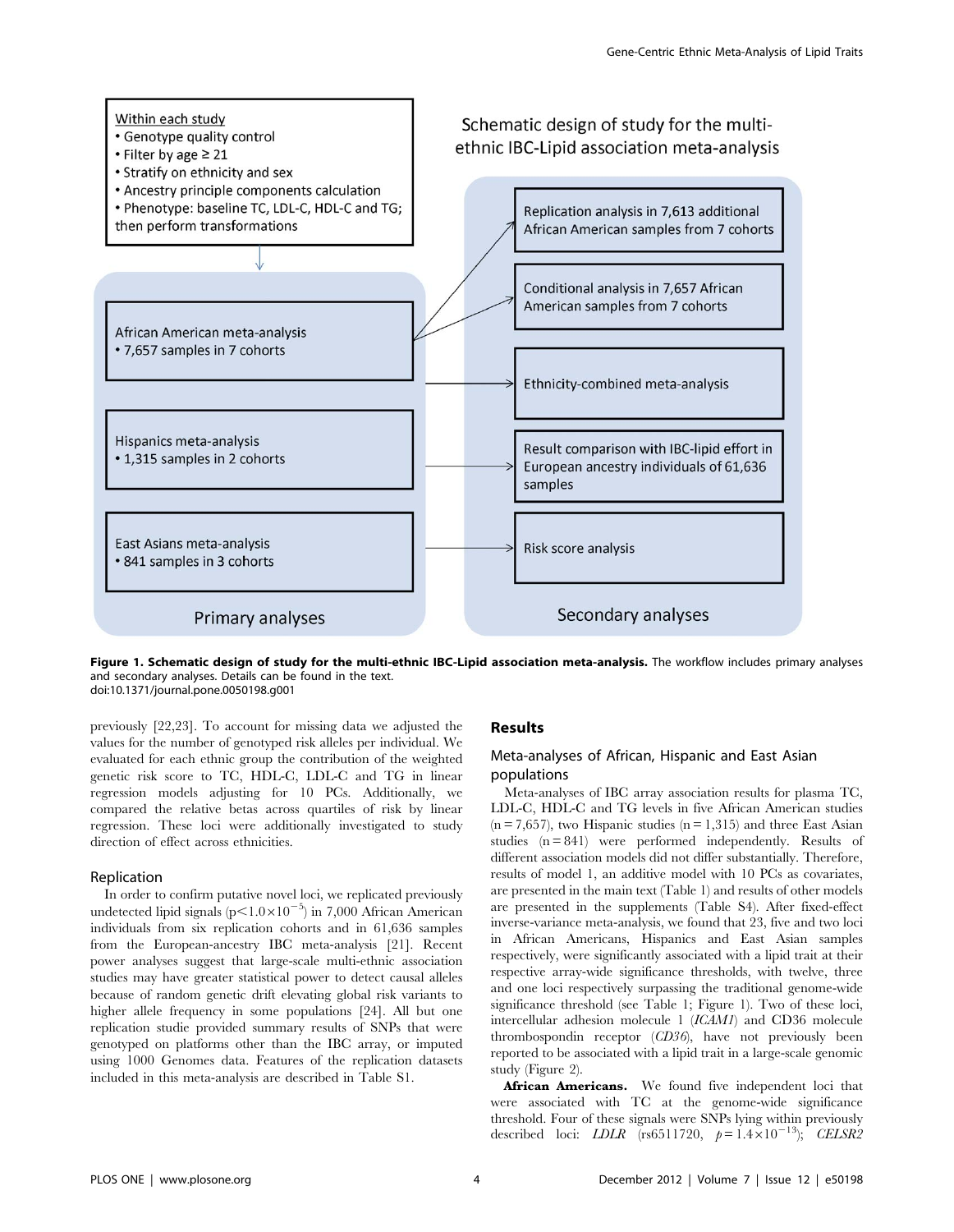Within each study

- Genotype quality control
- Filter by age ≥ 21
- Stratify on ethnicity and sex
- Ancestry principle components calculation
- Phenotype: baseline TC, LDL-C, HDL-C and TG; then perform transformations

Schematic design of study for the multi-ethnic IBC-Lipid association meta-analysis

**Primary analyses**

- African American meta-analysis
  - 7,657 samples in 7 cohorts
- Hispanics meta-analysis
  - 1,315 samples in 2 cohorts
- East Asians meta-analysis
  - 841 samples in 3 cohorts

**Secondary analyses**

- Replication analysis in 7,613 additional African American samples from 7 cohorts
- Conditional analysis in 7,657 African American samples from 7 cohorts
- Ethnicity-combined meta-analysis
- Result comparison with IBC-lipid effort in European ancestry individuals of 61,636 samples
- Risk score analysis

**Figure 1. Schematic design of study for the multi-ethnic IBC-Lipid association meta-analysis.** The workflow includes primary analyses and secondary analyses. Details can be found in the text.
doi:10.1371/journal.pone.0050198.g001

previously [22,23]. To account for missing data we adjusted the values for the number of genotyped risk alleles per individual. We evaluated for each ethnic group the contribution of the weighted genetic risk score to TC, HDL-C, LDL-C and TG in linear regression models adjusting for 10 PCs. Additionally, we compared the relative betas across quartiles of risk by linear regression. These loci were additionally investigated to study direction of effect across ethnicities.

### Replication

In order to confirm putative novel loci, we replicated previously undetected lipid signals ($p<1.0\times10^{-5}$) in 7,000 African American individuals from six replication cohorts and in 61,636 samples from the European-ancestry IBC meta-analysis [21]. Recent power analyses suggest that large-scale multi-ethnic association studies may have greater statistical power to detect causal alleles because of random genetic drift elevating global risk variants to higher allele frequency in some populations [24]. All but one replication studie provided summary results of SNPs that were genotyped on platforms other than the IBC array, or imputed using 1000 Genomes data. Features of the replication datasets included in this meta-analysis are described in Table S1.

## Results

### Meta-analyses of African, Hispanic and East Asian populations

Meta-analyses of IBC array association results for plasma TC, LDL-C, HDL-C and TG levels in five African American studies (n = 7,657), two Hispanic studies (n = 1,315) and three East Asian studies (n = 841) were performed independently. Results of different association models did not differ substantially. Therefore, results of model 1, an additive model with 10 PCs as covariates, are presented in the main text (Table 1) and results of other models are presented in the supplements (Table S4). After fixed-effect inverse-variance meta-analysis, we found that 23, five and two loci in African Americans, Hispanics and East Asian samples respectively, were significantly associated with a lipid trait at their respective array-wide significance thresholds, with twelve, three and one loci respectively surpassing the traditional genome-wide significance threshold (see Table 1; Figure 1). Two of these loci, intercellular adhesion molecule 1 (*ICAM1*) and CD36 molecule thrombospondin receptor (*CD36*), have not previously been reported to be associated with a lipid trait in a large-scale genomic study (Figure 2).

**African Americans.** We found five independent loci that were associated with TC at the genome-wide significance threshold. Four of these signals were SNPs lying within previously described loci: *LDLR* (rs6511720, $p=1.4\times10^{-13}$); *CELSR2*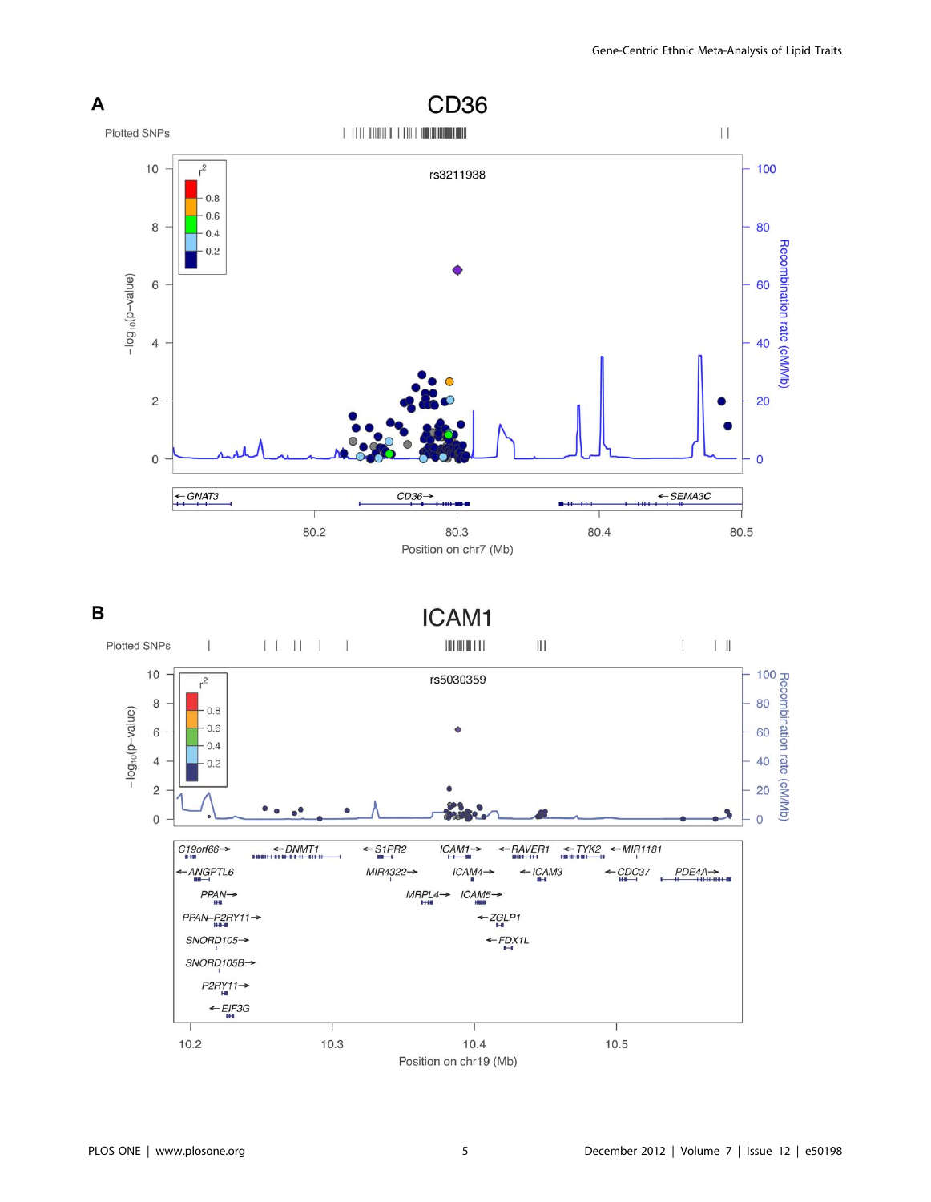**A**

**CD36**

Plotted SNPs

rs3211938

$r^2$: 0.8, 0.6, 0.4, 0.2

$-\log_{10}(p\text{-value})$: 0, 2, 4, 6, 8, 10

Recombination rate (cM/Mb): 0, 20, 40, 60, 80, 100

Genes: ←GNAT3, CD36→, ←SEMA3C

Position on chr7 (Mb): 80.2, 80.3, 80.4, 80.5

**B**

**ICAM1**

Plotted SNPs

rs5030359

$r^2$: 0.8, 0.6, 0.4, 0.2

$-\log_{10}(p\text{-value})$: 0, 2, 4, 6, 8, 10

Recombination rate (cM/Mb): 0, 20, 40, 60, 80, 100

Genes: C19orf66→, ←DNMT1, ←S1PR2, ICAM1→, ←RAVER1, ←TYK2, ←MIR1181, ←ANGPTL6, MIR4322→, ICAM4→, ←ICAM3, ←CDC37, PDE4A→, PPAN→, MRPL4→, ICAM5→, PPAN–P2RY11→, ←ZGLP1, SNORD105→, ←FDX1L, SNORD105B→, P2RY11→, ←EIF3G

Position on chr19 (Mb): 10.2, 10.3, 10.4, 10.5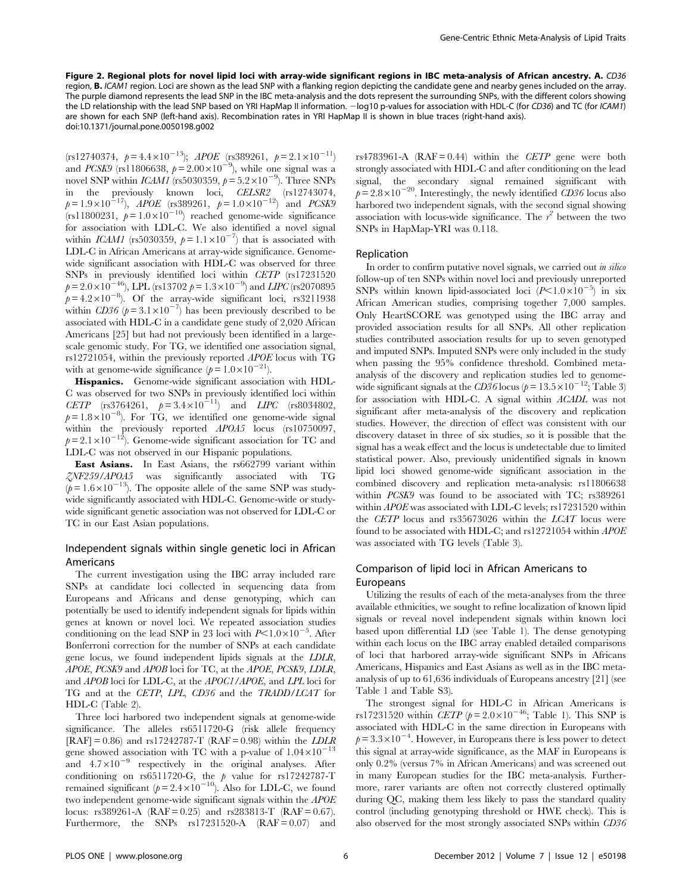**Figure 2. Regional plots for novel lipid loci with array-wide significant regions in IBC meta-analysis of African ancestry. A.** *CD36* region, **B.** *ICAM1* region. Loci are shown as the lead SNP with a flanking region depicting the candidate gene and nearby genes included on the array. The purple diamond represents the lead SNP in the IBC meta-analysis and the dots represent the surrounding SNPs, with the different colors showing the LD relationship with the lead SNP based on YRI HapMap II information. −log10 p-values for association with HDL-C (for *CD36*) and TC (for *ICAM1*) are shown for each SNP (left-hand axis). Recombination rates in YRI HapMap II is shown in blue traces (right-hand axis).
doi:10.1371/journal.pone.0050198.g002

(rs12740374, $p = 4.4\times10^{-13}$); *APOE* (rs389261, $p = 2.1\times10^{-11}$) and *PCSK9* (rs11806638, $p = 2.00\times10^{-9}$), while one signal was a novel SNP within *ICAM1* (rs5030359, $p = 5.2\times10^{-9}$). Three SNPs in the previously known loci, *CELSR2* (rs12743074, $p = 1.9\times10^{-17}$), *APOE* (rs389261, $p = 1.0\times10^{-12}$) and *PCSK9* (rs11800231, $p = 1.0\times10^{-10}$) reached genome-wide significance for association with LDL-C. We also identified a novel signal within *ICAM1* (rs5030359, $p = 1.1\times10^{-7}$) that is associated with LDL-C in African Americans at array-wide significance. Genome-wide significant association with HDL-C was observed for three SNPs in previously identified loci within *CETP* (rs17231520 $p = 2.0\times10^{-46}$), LPL (rs13702 $p = 1.3\times10^{-9}$) and *LIPC* (rs2070895 $p = 4.2\times10^{-8}$). Of the array-wide significant loci, rs3211938 within *CD36* ($p = 3.1\times10^{-7}$) has been previously described to be associated with HDL-C in a candidate gene study of 2,020 African Americans [25] but had not previously been identified in a large-scale genomic study. For TG, we identified one association signal, rs12721054, within the previously reported *APOE* locus with TG with at genome-wide significance ($p = 1.0\times10^{-21}$).

**Hispanics.** Genome-wide significant association with HDL-C was observed for two SNPs in previously identified loci within *CETP* (rs3764261, $p = 3.4\times10^{-11}$) and *LIPC* (rs8034802, $p = 1.8\times10^{-8}$). For TG, we identified one genome-wide signal within the previously reported *APOA5* locus (rs10750097, $p = 2.1\times10^{-12}$). Genome-wide significant association for TC and LDL-C was not observed in our Hispanic populations.

**East Asians.** In East Asians, the rs662799 variant within *ZNF259/APOA5* was significantly associated with TG ($p = 1.6\times10^{-13}$). The opposite allele of the same SNP was study-wide significantly associated with HDL-C. Genome-wide or study-wide significant genetic association was not observed for LDL-C or TC in our East Asian populations.

## Independent signals within single genetic loci in African Americans

The current investigation using the IBC array included rare SNPs at candidate loci collected in sequencing data from Europeans and Africans and dense genotyping, which can potentially be used to identify independent signals for lipids within genes at known or novel loci. We repeated association studies conditioning on the lead SNP in 23 loci with $P<1.0\times10^{-5}$. After Bonferroni correction for the number of SNPs at each candidate gene locus, we found independent lipids signals at the *LDLR*, *APOE*, *PCSK9* and *APOB* loci for TC, at the *APOE*, *PCSK9*, *LDLR*, and *APOB* loci for LDL-C, at the *APOC1/APOE*, and *LPL* loci for TG and at the *CETP*, *LPL*, *CD36* and the *TRADD/LCAT* for HDL-C (Table 2).

Three loci harbored two independent signals at genome-wide significance. The alleles rs6511720-G (risk allele frequency [RAF] = 0.86) and rs17242787-T (RAF = 0.98) within the *LDLR* gene showed association with TC with a p-value of $1.04\times10^{-13}$ and $4.7\times10^{-9}$ respectively in the original analyses. After conditioning on rs6511720-G, the $p$ value for rs17242787-T remained significant ($p = 2.4\times10^{-10}$). Also for LDL-C, we found two independent genome-wide significant signals within the *APOE* locus: rs389261-A (RAF = 0.25) and rs283813-T (RAF = 0.67). Furthermore, the SNPs rs17231520-A (RAF = 0.07) and rs4783961-A (RAF = 0.44) within the *CETP* gene were both strongly associated with HDL-C and after conditioning on the lead signal, the secondary signal remained significant with $p = 2.8\times10^{-20}$. Interestingly, the newly identified *CD36* locus also harbored two independent signals, with the second signal showing association with locus-wide significance. The $r^2$ between the two SNPs in HapMap-YRI was 0.118.

## Replication

In order to confirm putative novel signals, we carried out *in silico* follow-up of ten SNPs within novel loci and previously unreported SNPs within known lipid-associated loci ($P<1.0\times10^{-5}$) in six African American studies, comprising together 7,000 samples. Only HeartSCORE was genotyped using the IBC array and provided association results for all SNPs. All other replication studies contributed association results for up to seven genotyped and imputed SNPs. Imputed SNPs were only included in the study when passing the 95% confidence threshold. Combined meta-analysis of the discovery and replication studies led to genome-wide significant signals at the *CD36* locus ($p = 13.5\times10^{-12}$; Table 3) for association with HDL-C. A signal within *ACADL* was not significant after meta-analysis of the discovery and replication studies. However, the direction of effect was consistent with our discovery dataset in three of six studies, so it is possible that the signal has a weak effect and the locus is undetectable due to limited statistical power. Also, previously unidentified signals in known lipid loci showed genome-wide significant association in the combined discovery and replication meta-analysis: rs11806638 within *PCSK9* was found to be associated with TC; rs389261 within *APOE* was associated with LDL-C levels; rs17231520 within the *CETP* locus and rs35673026 within the *LCAT* locus were found to be associated with HDL-C; and rs12721054 within *APOE* was associated with TG levels (Table 3).

## Comparison of lipid loci in African Americans to Europeans

Utilizing the results of each of the meta-analyses from the three available ethnicities, we sought to refine localization of known lipid signals or reveal novel independent signals within known loci based upon differential LD (see Table 1). The dense genotyping within each locus on the IBC array enabled detailed comparisons of loci that harbored array-wide significant SNPs in Africans Americans, Hispanics and East Asians as well as in the IBC meta-analysis of up to 61,636 individuals of Europeans ancestry [21] (see Table 1 and Table S3).

The strongest signal for HDL-C in African Americans is rs17231520 within *CETP* ($p = 2.0\times10^{-46}$; Table 1). This SNP is associated with HDL-C in the same direction in Europeans with $p = 3.3\times10^{-4}$. However, in Europeans there is less power to detect this signal at array-wide significance, as the MAF in Europeans is only 0.2% (versus 7% in African Americans) and was screened out in many European studies for the IBC meta-analysis. Furthermore, rarer variants are often not correctly clustered optimally during QC, making them less likely to pass the standard quality control (including genotyping threshold or HWE check). This is also observed for the most strongly associated SNPs within *CD36*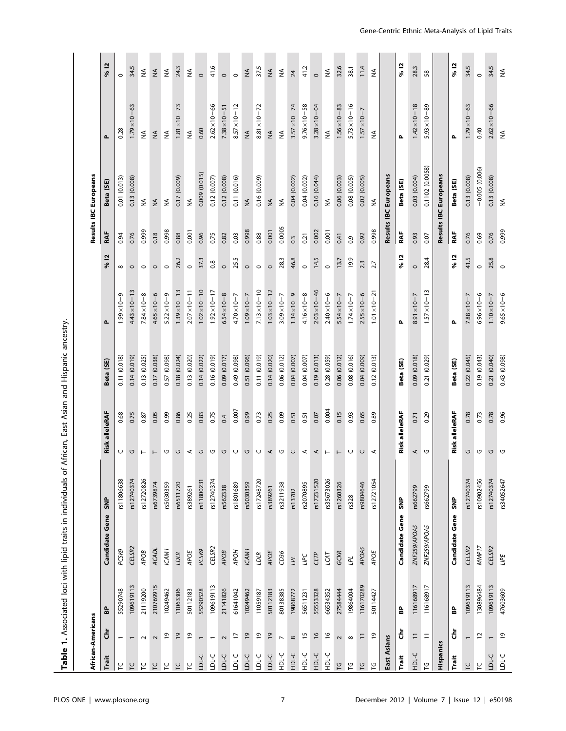**Table 1.** Associated loci with lipid traits in individuals of African, East Asian and Hispanic ancestry.

| African-Americans | | | | | | | | | | Results IBC Europeans | | | |
|---|---|---|---|---|---|---|---|---|---|---|---|---|---|
| Trait | Chr | BP | Candidate Gene | SNP | Risk allele | RAF | Beta (SE) | P | % I2 | RAF | Beta (SE) | P | % I2 |
| TC | 1 | 55290748 | *PCSK9* | rs11806638 | C | 0.68 | 0.11 (0.018) | $1.99\times10{-9}$ | 8 | 0.94 | 0.01 (0.013) | 0.28 | 0 |
| TC | 1 | 109619113 | *CELSR2* | rs12740374 | G | 0.75 | 0.14 (0.019) | $4.43\times10{-13}$ | 0 | 0.76 | 0.13 (0.008) | $1.79\times10{-63}$ | 34.5 |
| TC | 2 | 21119200 | *APOB* | rs12720826 | T | 0.87 | 0.13 (0.025) | $7.84\times10{-8}$ | 0 | 0.999 | NA | NA | NA |
| TC | 2 | 210769915 | *ACADL* | rs6739874 | T | 0.05 | 0.17 (0.038) | $4.65\times10{-6}$ | 0 | 0.18 | NA | NA | NA |
| TC | 19 | 10249462 | *ICAM1* | rs5030359 | G | 0.99 | 0.57 (0.098) | $5.22\times10{-9}$ | 0 | 0.998 | NA | NA | NA |
| TC | 19 | 11063306 | *LDLR* | rs6511720 | G | 0.86 | 0.18 (0.024) | $1.39\times10{-13}$ | 26.2 | 0.88 | 0.17 (0.009) | $1.81\times10{-73}$ | 24.3 |
| TC | 19 | 50112183 | *APOE* | rs389261 | A | 0.25 | 0.13 (0.020) | $2.07\times10{-11}$ | 0 | 0.001 | NA | NA | NA |
| LDL-C | 1 | 55290528 | *PCSK9* | rs11800231 | G | 0.83 | 0.14 (0.022) | $1.02\times10{-10}$ | 37.3 | 0.96 | 0.009 (0.015) | 0.60 | 0 |
| LDL-C | 1 | 109619113 | *CELSR2* | rs12740374 | G | 0.75 | 0.16 (0.019) | $1.92\times10{-17}$ | 0.8 | 0.75 | 0.12 (0.007) | $2.62\times10{-66}$ | 41.6 |
| LDL-C | 2 | 21141826 | *APOB* | rs562338 | G | 0.4 | 0.09 (0.017) | $6.54\times10{-8}$ | 0 | 0.82 | 0.12 (0.008) | $7.38\times10{-51}$ | 0 |
| LDL-C | 17 | 61641042 | *APOH* | rs1801689 | C | 0.007 | 0.49 (0.098) | $4.70\times10{-7}$ | 25.5 | 0.03 | 0.11 (0.016) | $8.57\times10{-12}$ | 0 |
| LDL-C | 19 | 10249462 | *ICAM1* | rs5030359 | G | 0.99 | 0.51 (0.096) | $1.09\times10{-7}$ | 0 | 0.998 | NA | NA | NA |
| LDL-C | 19 | 11059187 | *LDLR* | rs17248720 | C | 0.73 | 0.11 (0.019) | $7.13\times10{-10}$ | 0 | 0.88 | 0.16 (0.009) | $8.81\times10{-72}$ | 37.5 |
| LDL-C | 19 | 50112183 | *APOE* | rs389261 | A | 0.25 | 0.14 (0.020) | $1.03\times10{-12}$ | 0 | 0.001 | NA | NA | NA |
| HDL-C | 7 | 80138385 | *CD36* | rs3211938 | G | 0.09 | 0.06 (0.012) | $3.09\times10{-7}$ | 28.3 | 0.0005 | NA | NA | NA |
| HDL-C | 8 | 19868772 | *LPL* | rs13702 | C | 0.51 | 0.04 (0.007) | $1.34\times10{-9}$ | 46.8 | 0.3 | 0.04 (0.002) | $3.57\times10{-74}$ | 24 |
| HDL-C | 15 | 56511231 | *LIPC* | rs2070895 | A | 0.51 | 0.04 (0.007) | $4.16\times10{-8}$ | 0 | 0.21 | 0.04 (0.002) | $9.76\times10{-58}$ | 41.2 |
| HDL-C | 16 | 55553328 | *CETP* | rs17231520 | A | 0.07 | 0.19 (0.013) | $2.03\times10{-46}$ | 14.5 | 0.002 | 0.16 (0.044) | $3.28\times10{-04}$ | 0 |
| HDL-C | 16 | 66534352 | *LCAT* | rs35673026 | T | 0.004 | 0.28 (0.059) | $2.40\times10{-6}$ | 0 | 0.001 | NA | NA | NA |
| TG | 2 | 27584444 | *GCKR* | rs1260326 | T | 0.15 | 0.06 (0.012) | $5.54\times10{-7}$ | 13.7 | 0.41 | 0.06 (0.003) | $1.56\times10{-83}$ | 32.6 |
| TG | 8 | 19864004 | *LPL* | rs328 | C | 0.93 | 0.08 (0.016) | $1.74\times10{-7}$ | 19.9 | 0.9 | 0.08 (0.005) | $5.73\times10{-16}$ | 38.1 |
| TG | 11 | 116170289 | *APOA5* | rs9804646 | C | 0.65 | 0.04 (0.009) | $2.55\times10{-6}$ | 2.3 | 0.92 | 0.02 (0.005) | $1.57\times10{-7}$ | 11.4 |
| TG | 19 | 50114427 | *APOE* | rs12721054 | A | 0.89 | 0.12 (0.013) | $1.01\times10{-21}$ | 2.7 | 0.998 | NA | NA | NA |
| **East Asians** | | | | | | | | | | **Results IBC Europeans** | | | |
| Trait | Chr | BP | Candidate Gene | SNP | Risk allele | RAF | Beta (SE) | P | % I2 | RAF | Beta (SE) | P | % I2 |
| HDL-C | 11 | 116168917 | *ZNF259/APOA5* | rs662799 | A | 0.71 | 0.09 (0.018) | $8.91\times10{-7}$ | 0 | 0.93 | 0.03 (0.004) | $1.42\times10{-18}$ | 28.3 |
| TG | 11 | 116168917 | *ZNF259/APOA5* | rs662799 | G | 0.29 | 0.21 (0.029) | $1.57\times10{-13}$ | 28.4 | 0.07 | 0.1102 (0.0058) | $5.93\times10{-89}$ | 58 |
| **Hispanics** | | | | | | | | | | **Results IBC Europeans** | | | |
| Trait | Chr | BP | Candidate Gene | SNP | Risk allele | RAF | Beta (SE) | P | % I2 | RAF | Beta (SE) | P | % I2 |
| TC | 1 | 109619113 | *CELSR2* | rs12740374 | G | 0.78 | 0.22 (0.045) | $7.88\times10{-7}$ | 41.5 | 0.76 | 0.13 (0.008) | $1.79\times10{-63}$ | 34.5 |
| TC | 12 | 130896484 | *MMP17* | rs10902456 | G | 0.73 | 0.19 (0.043) | $6.96\times10{-6}$ | 0 | 0.69 | −0.005 (0.006) | 0.40 | 0 |
| LDL-C | 1 | 109619113 | *CELSR2* | rs12740374 | G | 0.78 | 0.21 (0.040) | $1.10\times10{-7}$ | 25.8 | 0.76 | 0.13 (0.008) | $2.62\times10{-66}$ | 34.5 |
| LDL-C | 19 | 47603609 | *LIPE* | rs34052647 | G | 0.96 | 0.43 (0.098) | $9.65\times10{-6}$ | 0 | 0.999 | NA | NA | NA |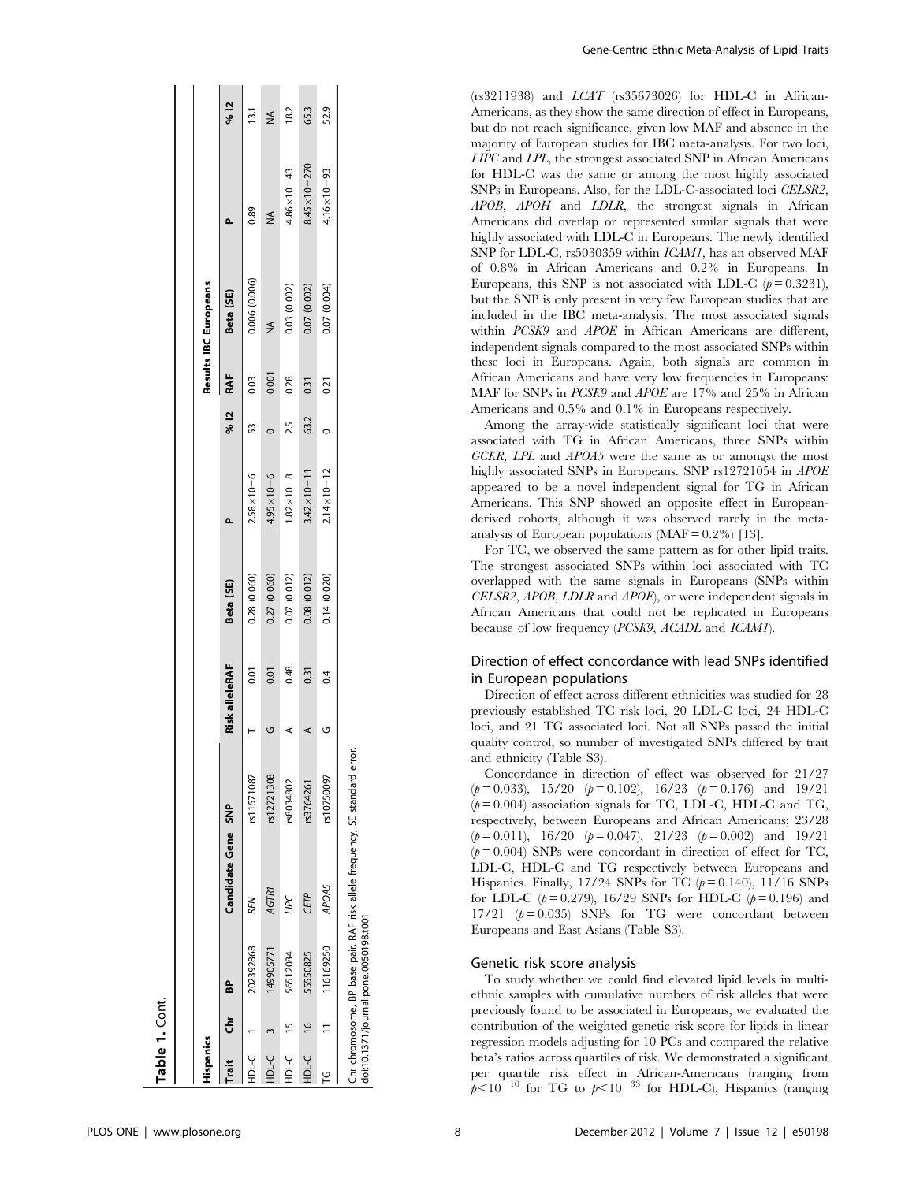**Table 1.** Cont.

| Hispanics | | | | | | | | | | Results IBC Europeans | | | |
|---|---|---|---|---|---|---|---|---|---|---|---|---|---|
| Trait | Chr | BP | Candidate Gene | SNP | Risk allele | RAF | Beta (SE) | P | % I2 | RAF | Beta (SE) | P | % I2 |
| HDL-C | 1 | 202392868 | *REN* | rs11571087 | T | 0.01 | 0.28 (0.060) | $2.58\times10{-6}$ | 53 | 0.03 | 0.006 (0.006) | 0.89 | 13.1 |
| HDL-C | 3 | 149905771 | *AGTR1* | rs12721308 | G | 0.01 | 0.27 (0.060) | $4.95\times10{-6}$ | 0 | 0.001 | NA | NA | NA |
| HDL-C | 15 | 56512084 | *LIPC* | rs8034802 | A | 0.48 | 0.07 (0.012) | $1.82\times10{-8}$ | 2.5 | 0.28 | 0.03 (0.002) | $4.86\times10{-43}$ | 18.2 |
| HDL-C | 16 | 55550825 | *CETP* | rs3764261 | A | 0.31 | 0.08 (0.012) | $3.42\times10{-11}$ | 63.2 | 0.31 | 0.07 (0.002) | $8.45\times10{-270}$ | 65.3 |
| TG | 11 | 116169250 | *APOA5* | rs10750097 | G | 0.4 | 0.14 (0.020) | $2.14\times10{-12}$ | 0 | 0.21 | 0.07 (0.004) | $4.16\times10{-93}$ | 52.9 |

Chr chromosome, BP base pair, RAF risk allele frequency, SE standard error.
doi:10.1371/journal.pone.0050198.t001

(rs3211938) and *LCAT* (rs35673026) for HDL-C in African-Americans, as they show the same direction of effect in Europeans, but do not reach significance, given low MAF and absence in the majority of European studies for IBC meta-analysis. For two loci, *LIPC* and *LPL*, the strongest associated SNP in African Americans for HDL-C was the same or among the most highly associated SNPs in Europeans. Also, for the LDL-C-associated loci *CELSR2*, *APOB*, *APOH* and *LDLR*, the strongest signals in African Americans did overlap or represented similar signals that were highly associated with LDL-C in Europeans. The newly identified SNP for LDL-C, rs5030359 within *ICAM1*, has an observed MAF of 0.8% in African Americans and 0.2% in Europeans. In Europeans, this SNP is not associated with LDL-C ($p = 0.3231$), but the SNP is only present in very few European studies that are included in the IBC meta-analysis. The most associated signals within *PCSK9* and *APOE* in African Americans are different, independent signals compared to the most associated SNPs within these loci in Europeans. Again, both signals are common in African Americans and have very low frequencies in Europeans: MAF for SNPs in *PCSK9* and *APOE* are 17% and 25% in African Americans and 0.5% and 0.1% in Europeans respectively.

Among the array-wide statistically significant loci that were associated with TG in African Americans, three SNPs within *GCKR*, *LPL* and *APOA5* were the same as or amongst the most highly associated SNPs in Europeans. SNP rs12721054 in *APOE* appeared to be a novel independent signal for TG in African Americans. This SNP showed an opposite effect in European-derived cohorts, although it was observed rarely in the meta-analysis of European populations (MAF = 0.2%) [13].

For TC, we observed the same pattern as for other lipid traits. The strongest associated SNPs within loci associated with TC overlapped with the same signals in Europeans (SNPs within *CELSR2*, *APOB*, *LDLR* and *APOE*), or were independent signals in African Americans that could not be replicated in Europeans because of low frequency (*PCSK9*, *ACADL* and *ICAM1*).

## Direction of effect concordance with lead SNPs identified in European populations

Direction of effect across different ethnicities was studied for 28 previously established TC risk loci, 20 LDL-C loci, 24 HDL-C loci, and 21 TG associated loci. Not all SNPs passed the initial quality control, so number of investigated SNPs differed by trait and ethnicity (Table S3).

Concordance in direction of effect was observed for 21/27 ($p = 0.033$), 15/20 ($p = 0.102$), 16/23 ($p = 0.176$) and 19/21 ($p = 0.004$) association signals for TC, LDL-C, HDL-C and TG, respectively, between Europeans and African Americans; 23/28 ($p = 0.011$), 16/20 ($p = 0.047$), 21/23 ($p = 0.002$) and 19/21 ($p = 0.004$) SNPs were concordant in direction of effect for TC, LDL-C, HDL-C and TG respectively between Europeans and Hispanics. Finally, 17/24 SNPs for TC ($p = 0.140$), 11/16 SNPs for LDL-C ($p = 0.279$), 16/29 SNPs for HDL-C ($p = 0.196$) and 17/21 ($p = 0.035$) SNPs for TG were concordant between Europeans and East Asians (Table S3).

## Genetic risk score analysis

To study whether we could find elevated lipid levels in multi-ethnic samples with cumulative numbers of risk alleles that were previously found to be associated in Europeans, we evaluated the contribution of the weighted genetic risk score for lipids in linear regression models adjusting for 10 PCs and compared the relative beta's ratios across quartiles of risk. We demonstrated a significant per quartile risk effect in African-Americans (ranging from $p<10^{-10}$ for TG to $p<10^{-33}$ for HDL-C), Hispanics (ranging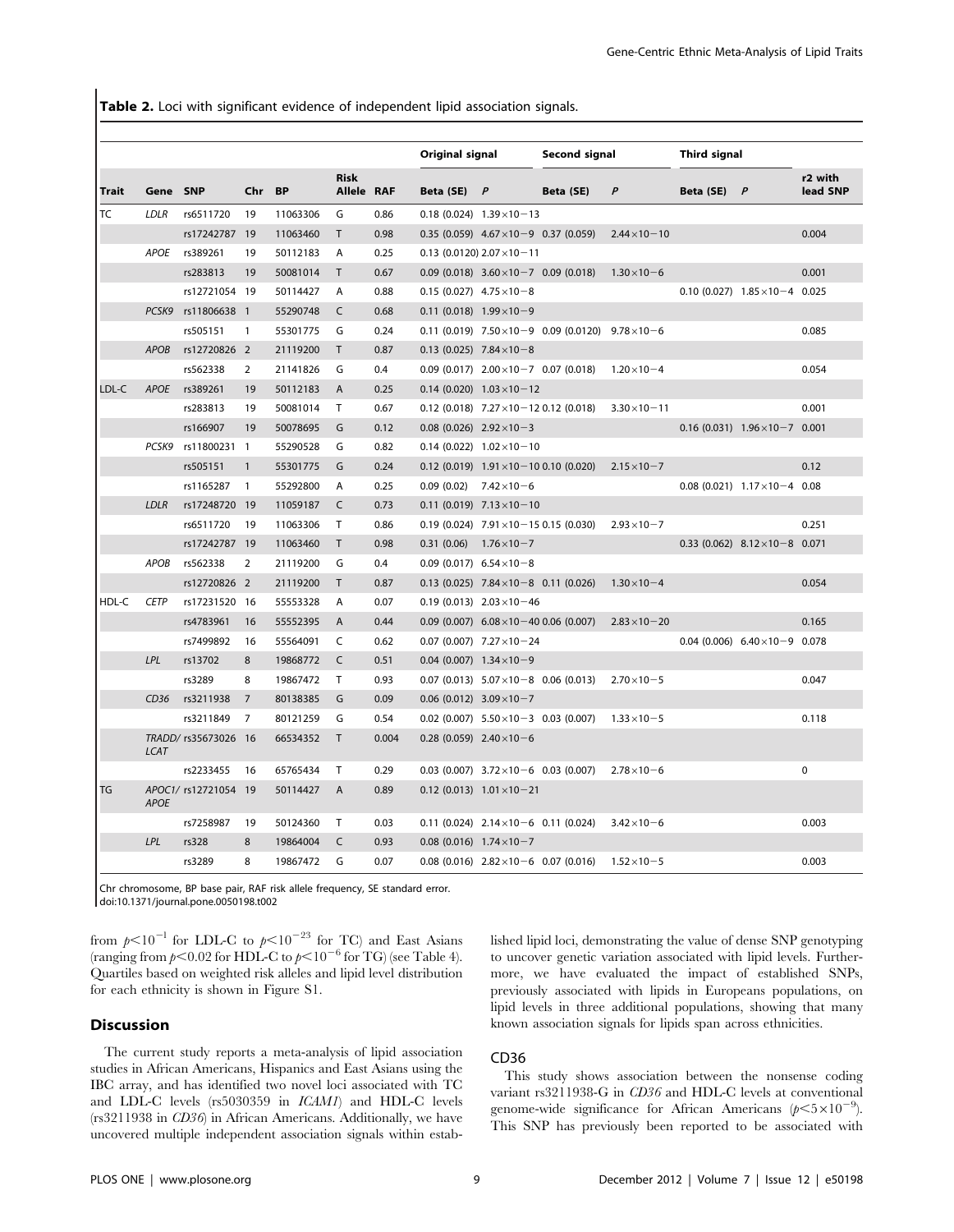**Table 2.** Loci with significant evidence of independent lipid association signals.

| Trait | Gene | SNP | Chr | BP | Risk Allele | RAF | Original signal | | Second signal | | Third signal | | r2 with lead SNP |
|---|---|---|---|---|---|---|---|---|---|---|---|---|---|
| | | | | | | | Beta (SE) | *P* | Beta (SE) | *P* | Beta (SE) | *P* | |
| TC | *LDLR* | rs6511720 | 19 | 11063306 | G | 0.86 | 0.18 (0.024) | $1.39\times10-13$ | | | | | |
| | | rs17242787 | 19 | 11063460 | T | 0.98 | 0.35 (0.059) | $4.67\times10-9$ | 0.37 (0.059) | $2.44\times10-10$ | | | 0.004 |
| | *APOE* | rs389261 | 19 | 50112183 | A | 0.25 | 0.13 (0.0120) | $2.07\times10-11$ | | | | | |
| | | rs283813 | 19 | 50081014 | T | 0.67 | 0.09 (0.018) | $3.60\times10-7$ | 0.09 (0.018) | $1.30\times10-6$ | | | 0.001 |
| | | rs12721054 | 19 | 50114427 | A | 0.88 | 0.15 (0.027) | $4.75\times10-8$ | | | 0.10 (0.027) | $1.85\times10-4$ | 0.025 |
| | *PCSK9* | rs11806638 | 1 | 55290748 | C | 0.68 | 0.11 (0.018) | $1.99\times10-9$ | | | | | |
| | | rs505151 | 1 | 55301775 | G | 0.24 | 0.11 (0.019) | $7.50\times10-9$ | 0.09 (0.0120) | $9.78\times10-6$ | | | 0.085 |
| | *APOB* | rs12720826 | 2 | 21119200 | T | 0.87 | 0.13 (0.025) | $7.84\times10-8$ | | | | | |
| | | rs562338 | 2 | 21141826 | G | 0.4 | 0.09 (0.017) | $2.00\times10-7$ | 0.07 (0.018) | $1.20\times10-4$ | | | 0.054 |
| LDL-C | *APOE* | rs389261 | 19 | 50112183 | A | 0.25 | 0.14 (0.020) | $1.03\times10-12$ | | | | | |
| | | rs283813 | 19 | 50081014 | T | 0.67 | 0.12 (0.018) | $7.27\times10-12$ | 0.12 (0.018) | $3.30\times10-11$ | | | 0.001 |
| | | rs166907 | 19 | 50078695 | G | 0.12 | 0.08 (0.026) | $2.92\times10-3$ | | | 0.16 (0.031) | $1.96\times10-7$ | 0.001 |
| | *PCSK9* | rs11800231 | 1 | 55290528 | G | 0.82 | 0.14 (0.022) | $1.02\times10-10$ | | | | | |
| | | rs505151 | 1 | 55301775 | G | 0.24 | 0.12 (0.019) | $1.91\times10-10$ | 0.10 (0.020) | $2.15\times10-7$ | | | 0.12 |
| | | rs1165287 | 1 | 55292800 | A | 0.25 | 0.09 (0.02) | $7.42\times10-6$ | | | 0.08 (0.021) | $1.17\times10-4$ | 0.08 |
| | *LDLR* | rs17248720 | 19 | 11059187 | C | 0.73 | 0.11 (0.019) | $7.13\times10-10$ | | | | | |
| | | rs6511720 | 19 | 11063306 | T | 0.86 | 0.19 (0.024) | $7.91\times10-15$ | 0.15 (0.030) | $2.93\times10-7$ | | | 0.251 |
| | | rs17242787 | 19 | 11063460 | T | 0.98 | 0.31 (0.06) | $1.76\times10-7$ | | | 0.33 (0.062) | $8.12\times10-8$ | 0.071 |
| | *APOB* | rs562338 | 2 | 21119200 | G | 0.4 | 0.09 (0.017) | $6.54\times10-8$ | | | | | |
| | | rs12720826 | 2 | 21119200 | T | 0.87 | 0.13 (0.025) | $7.84\times10-8$ | 0.11 (0.026) | $1.30\times10-4$ | | | 0.054 |
| HDL-C | *CETP* | rs17231520 | 16 | 55553328 | A | 0.07 | 0.19 (0.013) | $2.03\times10-46$ | | | | | |
| | | rs4783961 | 16 | 55552395 | A | 0.44 | 0.09 (0.007) | $6.08\times10-40$ | 0.06 (0.007) | $2.83\times10-20$ | | | 0.165 |
| | | rs7499892 | 16 | 55564091 | C | 0.62 | 0.07 (0.007) | $7.27\times10-24$ | | | 0.04 (0.006) | $6.40\times10-9$ | 0.078 |
| | *LPL* | rs13702 | 8 | 19868772 | C | 0.51 | 0.04 (0.007) | $1.34\times10-9$ | | | | | |
| | | rs3289 | 8 | 19867472 | T | 0.93 | 0.07 (0.013) | $5.07\times10-8$ | 0.06 (0.013) | $2.70\times10-5$ | | | 0.047 |
| | *CD36* | rs3211938 | 7 | 80138385 | G | 0.09 | 0.06 (0.012) | $3.09\times10-7$ | | | | | |
| | | rs3211849 | 7 | 80121259 | G | 0.54 | 0.02 (0.007) | $5.50\times10-3$ | 0.03 (0.007) | $1.33\times10-5$ | | | 0.118 |
| | *TRADD/LCAT* | rs35673026 | 16 | 66534352 | T | 0.004 | 0.28 (0.059) | $2.40\times10-6$ | | | | | |
| | | rs2233455 | 16 | 65765434 | T | 0.29 | 0.03 (0.007) | $3.72\times10-6$ | 0.03 (0.007) | $2.78\times10-6$ | | | 0 |
| TG | *APOC1/APOE* | rs12721054 | 19 | 50114427 | A | 0.89 | 0.12 (0.013) | $1.01\times10-21$ | | | | | |
| | | rs7258987 | 19 | 50124360 | T | 0.03 | 0.11 (0.024) | $2.14\times10-6$ | 0.11 (0.024) | $3.42\times10-6$ | | | 0.003 |
| | *LPL* | rs328 | 8 | 19864004 | C | 0.93 | 0.08 (0.016) | $1.74\times10-7$ | | | | | |
| | | rs3289 | 8 | 19867472 | G | 0.07 | 0.08 (0.016) | $2.82\times10-6$ | 0.07 (0.016) | $1.52\times10-5$ | | | 0.003 |

Chr chromosome, BP base pair, RAF risk allele frequency, SE standard error.
doi:10.1371/journal.pone.0050198.t002

from $p<10^{-1}$ for LDL-C to $p<10^{-23}$ for TC) and East Asians (ranging from $p<0.02$ for HDL-C to $p<10^{-6}$ for TG) (see Table 4). Quartiles based on weighted risk alleles and lipid level distribution for each ethnicity is shown in Figure S1.

## Discussion

The current study reports a meta-analysis of lipid association studies in African Americans, Hispanics and East Asians using the IBC array, and has identified two novel loci associated with TC and LDL-C levels (rs5030359 in *ICAM1*) and HDL-C levels (rs3211938 in *CD36*) in African Americans. Additionally, we have uncovered multiple independent association signals within established lipid loci, demonstrating the value of dense SNP genotyping to uncover genetic variation associated with lipid levels. Furthermore, we have evaluated the impact of established SNPs, previously associated with lipids in Europeans populations, on lipid levels in three additional populations, showing that many known association signals for lipids span across ethnicities.

### CD36

This study shows association between the nonsense coding variant rs3211938-G in *CD36* and HDL-C levels at conventional genome-wide significance for African Americans ($p<5\times10^{-9}$). This SNP has previously been reported to be associated with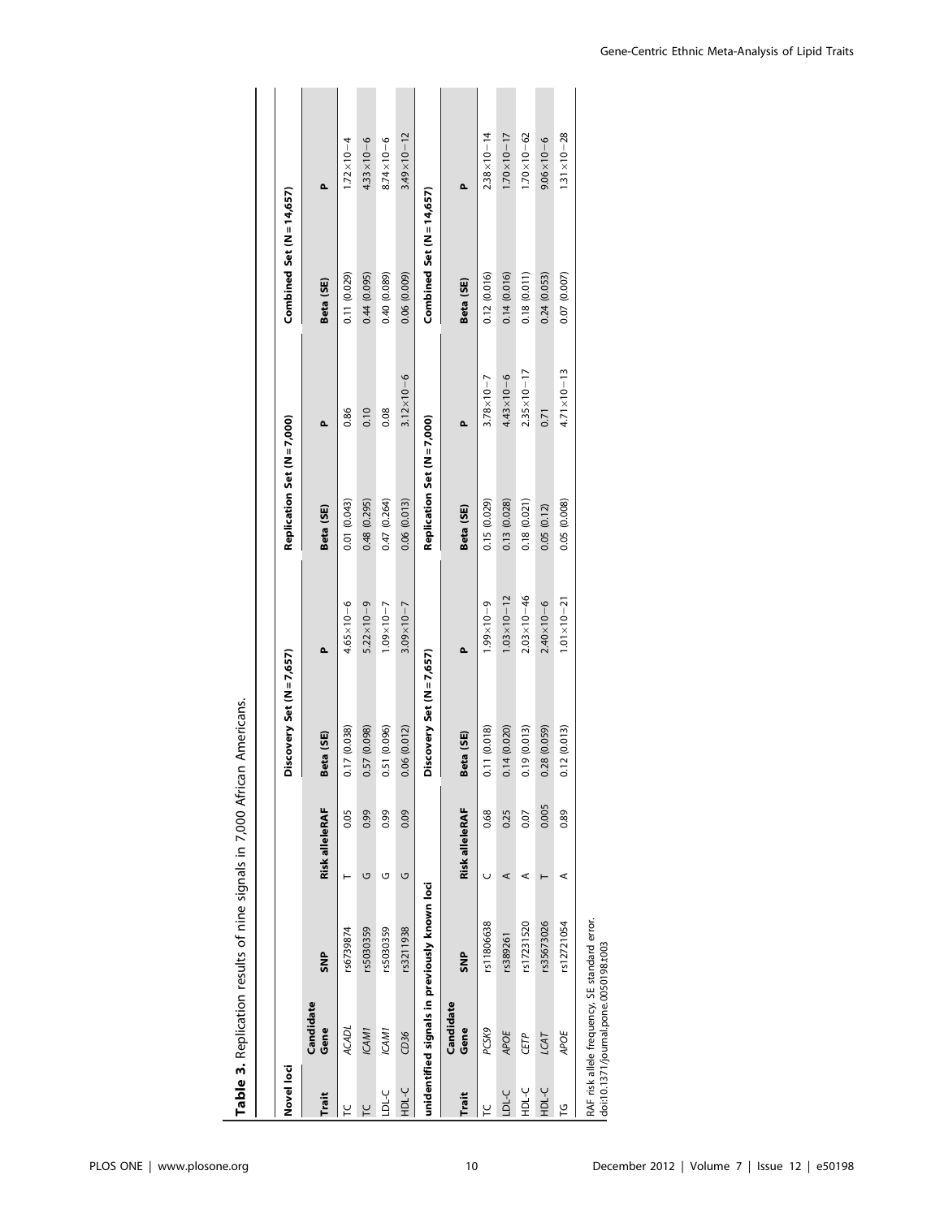**Table 3.** Replication results of nine signals in 7,000 African Americans.

| Novel loci | | | | | | | | | | |
|---|---|---|---|---|---|---|---|---|---|---|
| | | | | | Discovery Set (N = 7,657) | | Replication Set (N = 7,000) | | Combined Set (N = 14,657) | |
| Trait | Candidate Gene | SNP | Risk allele | RAF | Beta (SE) | P | Beta (SE) | P | Beta (SE) | P |
| TC | *ACADL* | rs6739874 | T | 0.05 | 0.17 (0.038) | $4.65\times10-6$ | 0.01 (0.043) | 0.86 | 0.11 (0.029) | $1.72\times10-4$ |
| TC | *ICAM1* | rs5030359 | G | 0.99 | 0.57 (0.098) | $5.22\times10-9$ | 0.48 (0.295) | 0.10 | 0.44 (0.095) | $4.33\times10-6$ |
| LDL-C | *ICAM1* | rs5030359 | G | 0.99 | 0.51 (0.096) | $1.09\times10-7$ | 0.47 (0.264) | 0.08 | 0.40 (0.089) | $8.74\times10-6$ |
| HDL-C | *CD36* | rs3211938 | G | 0.09 | 0.06 (0.012) | $3.09\times10-7$ | 0.06 (0.013) | $3.12\times10-6$ | 0.06 (0.009) | $3.49\times10-12$ |

| unidentified signals in previously known loci | | | | | | | | | | |
|---|---|---|---|---|---|---|---|---|---|---|
| | | | | | Discovery Set (N = 7,657) | | Replication Set (N = 7,000) | | Combined Set (N = 14,657) | |
| Trait | Candidate Gene | SNP | Risk allele | RAF | Beta (SE) | P | Beta (SE) | P | Beta (SE) | P |
| TC | *PCSK9* | rs11806638 | C | 0.68 | 0.11 (0.018) | $1.99\times10-9$ | 0.15 (0.029) | $3.78\times10-7$ | 0.12 (0.016) | $2.38\times10-14$ |
| LDL-C | *APOE* | rs389261 | A | 0.25 | 0.14 (0.020) | $1.03\times10-12$ | 0.13 (0.028) | $4.43\times10-6$ | 0.14 (0.016) | $1.70\times10-17$ |
| HDL-C | *CETP* | rs17231520 | A | 0.07 | 0.19 (0.013) | $2.03\times10-46$ | 0.18 (0.021) | $2.35\times10-17$ | 0.18 (0.011) | $1.70\times10-62$ |
| HDL-C | *LCAT* | rs35673026 | T | 0.005 | 0.28 (0.059) | $2.40\times10-6$ | 0.05 (0.12) | 0.71 | 0.24 (0.053) | $9.06\times10-6$ |
| TG | *APOE* | rs12721054 | A | 0.89 | 0.12 (0.013) | $1.01\times10-21$ | 0.05 (0.008) | $4.71\times10-13$ | 0.07 (0.007) | $1.31\times10-28$ |

RAF risk allele frequency, SE standard error.
doi:10.1371/journal.pone.0050198.t003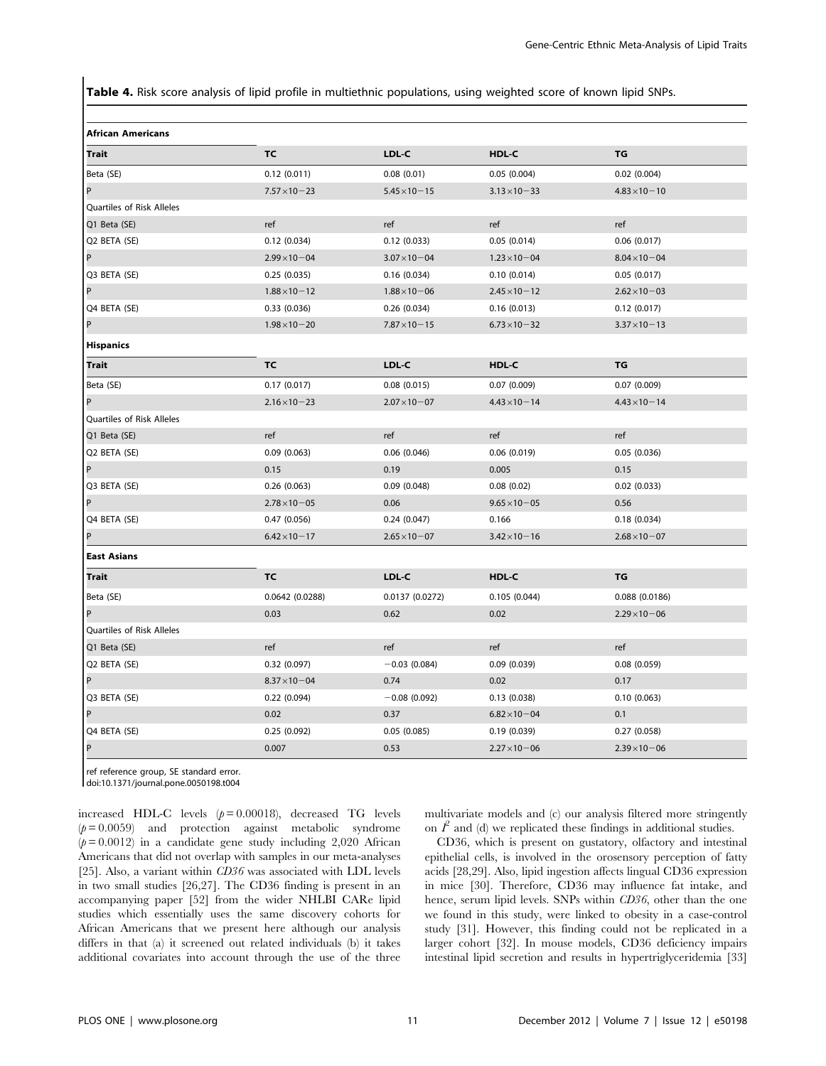**Table 4.** Risk score analysis of lipid profile in multiethnic populations, using weighted score of known lipid SNPs.

| **African Americans** | | | | |
|---|---|---|---|---|
| **Trait** | **TC** | **LDL-C** | **HDL-C** | **TG** |
| Beta (SE) | 0.12 (0.011) | 0.08 (0.01) | 0.05 (0.004) | 0.02 (0.004) |
| P | $7.57\times10^{-23}$ | $5.45\times10^{-15}$ | $3.13\times10^{-33}$ | $4.83\times10^{-10}$ |
| Quartiles of Risk Alleles | | | | |
| Q1 Beta (SE) | ref | ref | ref | ref |
| Q2 BETA (SE) | 0.12 (0.034) | 0.12 (0.033) | 0.05 (0.014) | 0.06 (0.017) |
| P | $2.99\times10^{-04}$ | $3.07\times10^{-04}$ | $1.23\times10^{-04}$ | $8.04\times10^{-04}$ |
| Q3 BETA (SE) | 0.25 (0.035) | 0.16 (0.034) | 0.10 (0.014) | 0.05 (0.017) |
| P | $1.88\times10^{-12}$ | $1.88\times10^{-06}$ | $2.45\times10^{-12}$ | $2.62\times10^{-03}$ |
| Q4 BETA (SE) | 0.33 (0.036) | 0.26 (0.034) | 0.16 (0.013) | 0.12 (0.017) |
| P | $1.98\times10^{-20}$ | $7.87\times10^{-15}$ | $6.73\times10^{-32}$ | $3.37\times10^{-13}$ |
| **Hispanics** | | | | |
| **Trait** | **TC** | **LDL-C** | **HDL-C** | **TG** |
| Beta (SE) | 0.17 (0.017) | 0.08 (0.015) | 0.07 (0.009) | 0.07 (0.009) |
| P | $2.16\times10^{-23}$ | $2.07\times10^{-07}$ | $4.43\times10^{-14}$ | $4.43\times10^{-14}$ |
| Quartiles of Risk Alleles | | | | |
| Q1 Beta (SE) | ref | ref | ref | ref |
| Q2 BETA (SE) | 0.09 (0.063) | 0.06 (0.046) | 0.06 (0.019) | 0.05 (0.036) |
| P | 0.15 | 0.19 | 0.005 | 0.15 |
| Q3 BETA (SE) | 0.26 (0.063) | 0.09 (0.048) | 0.08 (0.02) | 0.02 (0.033) |
| P | $2.78\times10^{-05}$ | 0.06 | $9.65\times10^{-05}$ | 0.56 |
| Q4 BETA (SE) | 0.47 (0.056) | 0.24 (0.047) | 0.166 | 0.18 (0.034) |
| P | $6.42\times10^{-17}$ | $2.65\times10^{-07}$ | $3.42\times10^{-16}$ | $2.68\times10^{-07}$ |
| **East Asians** | | | | |
| **Trait** | **TC** | **LDL-C** | **HDL-C** | **TG** |
| Beta (SE) | 0.0642 (0.0288) | 0.0137 (0.0272) | 0.105 (0.044) | 0.088 (0.0186) |
| P | 0.03 | 0.62 | 0.02 | $2.29\times10^{-06}$ |
| Quartiles of Risk Alleles | | | | |
| Q1 Beta (SE) | ref | ref | ref | ref |
| Q2 BETA (SE) | 0.32 (0.097) | −0.03 (0.084) | 0.09 (0.039) | 0.08 (0.059) |
| P | $8.37\times10^{-04}$ | 0.74 | 0.02 | 0.17 |
| Q3 BETA (SE) | 0.22 (0.094) | −0.08 (0.092) | 0.13 (0.038) | 0.10 (0.063) |
| P | 0.02 | 0.37 | $6.82\times10^{-04}$ | 0.1 |
| Q4 BETA (SE) | 0.25 (0.092) | 0.05 (0.085) | 0.19 (0.039) | 0.27 (0.058) |
| P | 0.007 | 0.53 | $2.27\times10^{-06}$ | $2.39\times10^{-06}$ |

ref reference group, SE standard error.
doi:10.1371/journal.pone.0050198.t004

increased HDL-C levels ($p = 0.00018$), decreased TG levels ($p = 0.0059$) and protection against metabolic syndrome ($p = 0.0012$) in a candidate gene study including 2,020 African Americans that did not overlap with samples in our meta-analyses [25]. Also, a variant within *CD36* was associated with LDL levels in two small studies [26,27]. The CD36 finding is present in an accompanying paper [52] from the wider NHLBI CARe lipid studies which essentially uses the same discovery cohorts for African Americans that we present here although our analysis differs in that (a) it screened out related individuals (b) it takes additional covariates into account through the use of the three multivariate models and (c) our analysis filtered more stringently on $I^2$ and (d) we replicated these findings in additional studies.

CD36, which is present on gustatory, olfactory and intestinal epithelial cells, is involved in the orosensory perception of fatty acids [28,29]. Also, lipid ingestion affects lingual CD36 expression in mice [30]. Therefore, CD36 may influence fat intake, and hence, serum lipid levels. SNPs within *CD36*, other than the one we found in this study, were linked to obesity in a case-control study [31]. However, this finding could not be replicated in a larger cohort [32]. In mouse models, CD36 deficiency impairs intestinal lipid secretion and results in hypertriglyceridemia [33]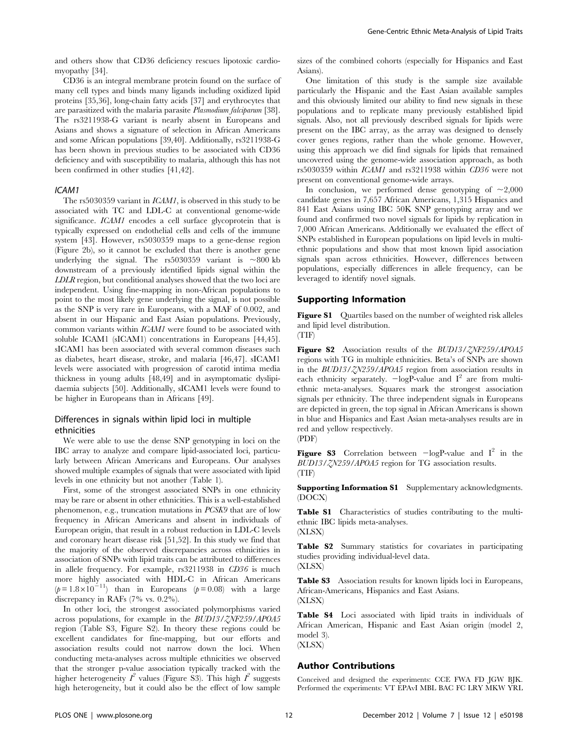and others show that CD36 deficiency rescues lipotoxic cardiomyopathy [34].

CD36 is an integral membrane protein found on the surface of many cell types and binds many ligands including oxidized lipid proteins [35,36], long-chain fatty acids [37] and erythrocytes that are parasitized with the malaria parasite *Plasmodium falciparum* [38]. The rs3211938-G variant is nearly absent in Europeans and Asians and shows a signature of selection in African Americans and some African populations [39,40]. Additionally, rs3211938-G has been shown in previous studies to be associated with CD36 deficiency and with susceptibility to malaria, although this has not been confirmed in other studies [41,42].

#### *ICAM1*

The rs5030359 variant in *ICAM1*, is observed in this study to be associated with TC and LDL-C at conventional genome-wide significance. *ICAM1* encodes a cell surface glycoprotein that is typically expressed on endothelial cells and cells of the immune system [43]. However, rs5030359 maps to a gene-dense region (Figure 2b), so it cannot be excluded that there is another gene underlying the signal. The rs5030359 variant is ~800 kb downstream of a previously identified lipids signal within the *LDLR* region, but conditional analyses showed that the two loci are independent. Using fine-mapping in non-African populations to point to the most likely gene underlying the signal, is not possible as the SNP is very rare in Europeans, with a MAF of 0.002, and absent in our Hispanic and East Asian populations. Previously, common variants within *ICAM1* were found to be associated with soluble ICAM1 (sICAM1) concentrations in Europeans [44,45]. sICAM1 has been associated with several common diseases such as diabetes, heart disease, stroke, and malaria [46,47]. sICAM1 levels were associated with progression of carotid intima media thickness in young adults [48,49] and in asymptomatic dyslipidaemia subjects [50]. Additionally, sICAM1 levels were found to be higher in Europeans than in Africans [49].

### Differences in signals within lipid loci in multiple ethnicities

We were able to use the dense SNP genotyping in loci on the IBC array to analyze and compare lipid-associated loci, particularly between African Americans and Europeans. Our analyses showed multiple examples of signals that were associated with lipid levels in one ethnicity but not another (Table 1).

First, some of the strongest associated SNPs in one ethnicity may be rare or absent in other ethnicities. This is a well-established phenomenon, e.g., truncation mutations in *PCSK9* that are of low frequency in African Americans and absent in individuals of European origin, that result in a robust reduction in LDL-C levels and coronary heart disease risk [51,52]. In this study we find that the majority of the observed discrepancies across ethnicities in association of SNPs with lipid traits can be attributed to differences in allele frequency. For example, rs3211938 in *CD36* is much more highly associated with HDL-C in African Americans ($p = 1.8 \times 10^{-11}$) than in Europeans ($p = 0.08$) with a large discrepancy in RAFs (7% vs. 0.2%).

In other loci, the strongest associated polymorphisms varied across populations, for example in the *BUD13/ZNF259/APOA5* region (Table S3, Figure S2). In theory these regions could be excellent candidates for fine-mapping, but our efforts and association results could not narrow down the loci. When conducting meta-analyses across multiple ethnicities we observed that the stronger p-value association typically tracked with the higher heterogeneity $I^2$ values (Figure S3). This high $I^2$ suggests high heterogeneity, but it could also be the effect of low sample sizes of the combined cohorts (especially for Hispanics and East Asians).

One limitation of this study is the sample size available particularly the Hispanic and the East Asian available samples and this obviously limited our ability to find new signals in these populations and to replicate many previously established lipid signals. Also, not all previously described signals for lipids were present on the IBC array, as the array was designed to densely cover genes regions, rather than the whole genome. However, using this approach we did find signals for lipids that remained uncovered using the genome-wide association approach, as both rs5030359 within *ICAM1* and rs3211938 within *CD36* were not present on conventional genome-wide arrays.

In conclusion, we performed dense genotyping of ~2,000 candidate genes in 7,657 African Americans, 1,315 Hispanics and 841 East Asians using IBC 50K SNP genotyping array and we found and confirmed two novel signals for lipids by replication in 7,000 African Americans. Additionally we evaluated the effect of SNPs established in European populations on lipid levels in multi-ethnic populations and show that most known lipid association signals span across ethnicities. However, differences between populations, especially differences in allele frequency, can be leveraged to identify novel signals.

## Supporting Information

**Figure S1** Quartiles based on the number of weighted risk alleles and lipid level distribution.
(TIF)

**Figure S2** Association results of the *BUD13/ZNF259/APOA5* regions with TG in multiple ethnicities. Beta's of SNPs are shown in the *BUD13/ZN259/APOA5* region from association results in each ethnicity separately. −logP-value and $I^2$ are from multi-ethnic meta-analyses. Squares mark the strongest association signals per ethnicity. The three independent signals in Europeans are depicted in green, the top signal in African Americans is shown in blue and Hispanics and East Asian meta-analyses results are in red and yellow respectively.
(PDF)

**Figure S3** Correlation between −logP-value and $I^2$ in the *BUD13/ZN259/APOA5* region for TG association results.
(TIF)

**Supporting Information S1** Supplementary acknowledgments.
(DOCX)

**Table S1** Characteristics of studies contributing to the multi-ethnic IBC lipids meta-analyses.
(XLSX)

**Table S2** Summary statistics for covariates in participating studies providing individual-level data.
(XLSX)

**Table S3** Association results for known lipids loci in Europeans, African-Americans, Hispanics and East Asians.
(XLSX)

**Table S4** Loci associated with lipid traits in individuals of African American, Hispanic and East Asian origin (model 2, model 3).
(XLSX)

## Author Contributions

Conceived and designed the experiments: CCE FWA FD JGW BJK. Performed the experiments: VT EPAvI MBL BAC FC LRY MKW YRL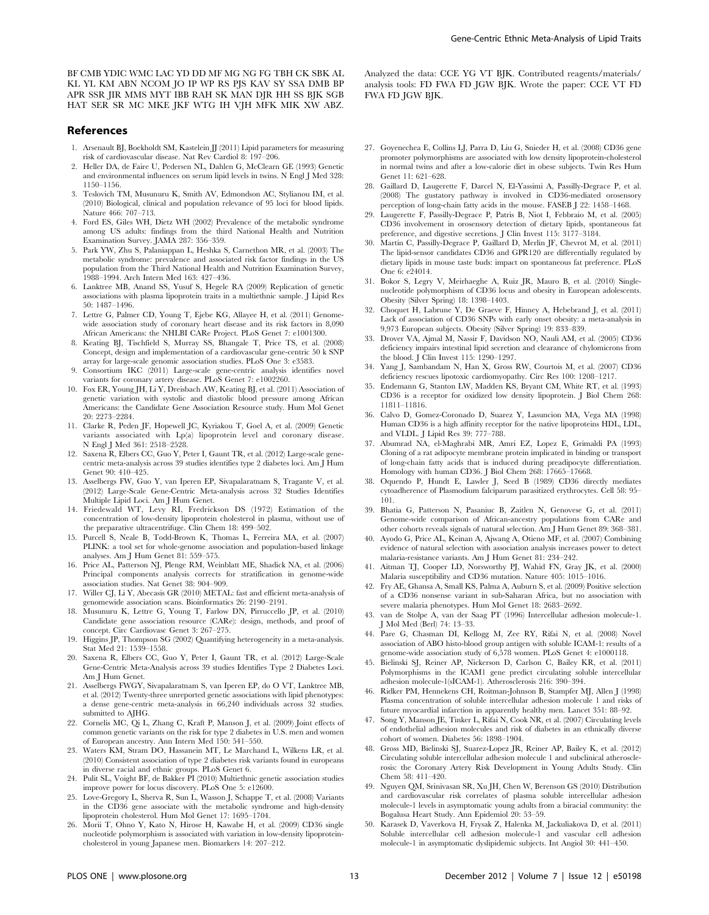BF CMB YDIC WMC LAC YD DD MF MG NG FG TBH CK SBK AL KL YL KM ABN NCOM JO IP WP RS PJS KAV SY SSA DMB BP APR SSR JIR MMS MYT IBB RAH SK MAN DJR HH SS BJK SGB HAT SER SR MC MKE JKF WTG IH VJH MFK MIK XW ABZ. Analyzed the data: CCE YG VT BJK. Contributed reagents/materials/analysis tools: FD FWA FD JGW BJK. Wrote the paper: CCE VT FD FWA FD JGW BJK.

## References

1. Arsenault BJ, Boekholdt SM, Kastelein JJ (2011) Lipid parameters for measuring risk of cardiovascular disease. Nat Rev Cardiol 8: 197–206.
2. Heller DA, de Faire U, Pedersen NL, Dahlen G, McClearn GE (1993) Genetic and environmental influences on serum lipid levels in twins. N Engl J Med 328: 1150–1156.
3. Teslovich TM, Musunuru K, Smith AV, Edmondson AC, Stylianou IM, et al. (2010) Biological, clinical and population relevance of 95 loci for blood lipids. Nature 466: 707–713.
4. Ford ES, Giles WH, Dietz WH (2002) Prevalence of the metabolic syndrome among US adults: findings from the third National Health and Nutrition Examination Survey. JAMA 287: 356–359.
5. Park YW, Zhu S, Palaniappan L, Heshka S, Carnethon MR, et al. (2003) The metabolic syndrome: prevalence and associated risk factor findings in the US population from the Third National Health and Nutrition Examination Survey, 1988–1994. Arch Intern Med 163: 427–436.
6. Lanktree MB, Anand SS, Yusuf S, Hegele RA (2009) Replication of genetic associations with plasma lipoprotein traits in a multiethnic sample. J Lipid Res 50: 1487–1496.
7. Lettre G, Palmer CD, Young T, Ejebe KG, Allayee H, et al. (2011) Genome-wide association study of coronary heart disease and its risk factors in 8,090 African Americans: the NHLBI CARe Project. PLoS Genet 7: e1001300.
8. Keating BJ, Tischfield S, Murray SS, Bhangale T, Price TS, et al. (2008) Concept, design and implementation of a cardiovascular gene-centric 50 k SNP array for large-scale genomic association studies. PLoS One 3: e3583.
9. Consortium IKC (2011) Large-scale gene-centric analysis identifies novel variants for coronary artery disease. PLoS Genet 7: e1002260.
10. Fox ER, Young JH, Li Y, Dreisbach AW, Keating BJ, et al. (2011) Association of genetic variation with systolic and diastolic blood pressure among African Americans: the Candidate Gene Association Resource study. Hum Mol Genet 20: 2273–2284.
11. Clarke R, Peden JF, Hopewell JC, Kyriakou T, Goel A, et al. (2009) Genetic variants associated with Lp(a) lipoprotein level and coronary disease. N Engl J Med 361: 2518–2528.
12. Saxena R, Elbers CC, Guo Y, Peter I, Gaunt TR, et al. (2012) Large-scale gene-centric meta-analysis across 39 studies identifies type 2 diabetes loci. Am J Hum Genet 90: 410–425.
13. Asselbergs FW, Guo Y, van Iperen EP, Sivapalaratnam S, Tragante V, et al. (2012) Large-Scale Gene-Centric Meta-analysis across 32 Studies Identifies Multiple Lipid Loci. Am J Hum Genet.
14. Friedewald WT, Levy RI, Fredrickson DS (1972) Estimation of the concentration of low-density lipoprotein cholesterol in plasma, without use of the preparative ultracentrifuge. Clin Chem 18: 499–502.
15. Purcell S, Neale B, Todd-Brown K, Thomas L, Ferreira MA, et al. (2007) PLINK: a tool set for whole-genome association and population-based linkage analyses. Am J Hum Genet 81: 559–575.
16. Price AL, Patterson NJ, Plenge RM, Weinblatt ME, Shadick NA, et al. (2006) Principal components analysis corrects for stratification in genome-wide association studies. Nat Genet 38: 904–909.
17. Willer CJ, Li Y, Abecasis GR (2010) METAL: fast and efficient meta-analysis of genomewide association scans. Bioinformatics 26: 2190–2191.
18. Musunuru K, Lettre G, Young T, Farlow DN, Pirruccello JP, et al. (2010) Candidate gene association resource (CARe): design, methods, and proof of concept. Circ Cardiovasc Genet 3: 267–275.
19. Higgins JP, Thompson SG (2002) Quantifying heterogeneity in a meta-analysis. Stat Med 21: 1539–1558.
20. Saxena R, Elbers CC, Guo Y, Peter I, Gaunt TR, et al. (2012) Large-Scale Gene-Centric Meta-Analysis across 39 studies Identifies Type 2 Diabetes Loci. Am J Hum Genet.
21. Asselbergs FWGY, Sivapalaratnam S, van Iperen EP, do O VT, Lanktree MB, et al. (2012) Twenty-three unreported genetic associations with lipid phenotypes: a dense gene-centric meta-analysis in 66,240 individuals across 32 studies. submitted to AJHG.
22. Cornelis MC, Qi L, Zhang C, Kraft P, Manson J, et al. (2009) Joint effects of common genetic variants on the risk for type 2 diabetes in U.S. men and women of European ancestry. Ann Intern Med 150: 541–550.
23. Waters KM, Stram DO, Hassanein MT, Le Marchand L, Wilkens LR, et al. (2010) Consistent association of type 2 diabetes risk variants found in europeans in diverse racial and ethnic groups. PLoS Genet 6.
24. Pulit SL, Voight BF, de Bakker PI (2010) Multiethnic genetic association studies improve power for locus discovery. PLoS One 5: e12600.
25. Love-Gregory L, Sherva R, Sun L, Wasson J, Schappe T, et al. (2008) Variants in the CD36 gene associate with the metabolic syndrome and high-density lipoprotein cholesterol. Hum Mol Genet 17: 1695–1704.
26. Morii T, Ohno Y, Kato N, Hirose H, Kawabe H, et al. (2009) CD36 single nucleotide polymorphism is associated with variation in low-density lipoprotein-cholesterol in young Japanese men. Biomarkers 14: 207–212.
27. Goyenechea E, Collins LJ, Parra D, Liu G, Snieder H, et al. (2008) CD36 gene promoter polymorphisms are associated with low density lipoprotein-cholesterol in normal twins and after a low-calorie diet in obese subjects. Twin Res Hum Genet 11: 621–628.
28. Gaillard D, Laugerette F, Darcel N, El-Yassimi A, Passilly-Degrace P, et al. (2008) The gustatory pathway is involved in CD36-mediated orosensory perception of long-chain fatty acids in the mouse. FASEB J 22: 1458–1468.
29. Laugerette F, Passilly-Degrace P, Patris B, Niot I, Febbraio M, et al. (2005) CD36 involvement in orosensory detection of dietary lipids, spontaneous fat preference, and digestive secretions. J Clin Invest 115: 3177–3184.
30. Martin C, Passilly-Degrace P, Gaillard D, Merlin JF, Chevrot M, et al. (2011) The lipid-sensor candidates CD36 and GPR120 are differentially regulated by dietary lipids in mouse taste buds: impact on spontaneous fat preference. PLoS One 6: e24014.
31. Bokor S, Legry V, Meirhaeghe A, Ruiz JR, Mauro B, et al. (2010) Single-nucleotide polymorphism of CD36 locus and obesity in European adolescents. Obesity (Silver Spring) 18: 1398–1403.
32. Choquet H, Labrune Y, De Graeve F, Hinney A, Hebebrand J, et al. (2011) Lack of association of CD36 SNPs with early onset obesity: a meta-analysis in 9,973 European subjects. Obesity (Silver Spring) 19: 833–839.
33. Drover VA, Ajmal M, Nassir F, Davidson NO, Nauli AM, et al. (2005) CD36 deficiency impairs intestinal lipid secretion and clearance of chylomicrons from the blood. J Clin Invest 115: 1290–1297.
34. Yang J, Sambandam N, Han X, Gross RW, Courtois M, et al. (2007) CD36 deficiency rescues lipotoxic cardiomyopathy. Circ Res 100: 1208–1217.
35. Endemann G, Stanton LW, Madden KS, Bryant CM, White RT, et al. (1993) CD36 is a receptor for oxidized low density lipoprotein. J Biol Chem 268: 11811–11816.
36. Calvo D, Gomez-Coronado D, Suarez Y, Lasuncion MA, Vega MA (1998) Human CD36 is a high affinity receptor for the native lipoproteins HDL, LDL, and VLDL. J Lipid Res 39: 777–788.
37. Abumrad NA, el-Maghrabi MR, Amri EZ, Lopez E, Grimaldi PA (1993) Cloning of a rat adipocyte membrane protein implicated in binding or transport of long-chain fatty acids that is induced during preadipocyte differentiation. Homology with human CD36. J Biol Chem 268: 17665–17668.
38. Oquendo P, Hundt E, Lawler J, Seed B (1989) CD36 directly mediates cytoadherence of Plasmodium falciparum parasitized erythrocytes. Cell 58: 95–101.
39. Bhatia G, Patterson N, Pasaniuc B, Zaitlen N, Genovese G, et al. (2011) Genome-wide comparison of African-ancestry populations from CARe and other cohorts reveals signals of natural selection. Am J Hum Genet 89: 368–381.
40. Ayodo G, Price AL, Keinan A, Ajwang A, Otieno MF, et al. (2007) Combining evidence of natural selection with association analysis increases power to detect malaria-resistance variants. Am J Hum Genet 81: 234–242.
41. Aitman TJ, Cooper LD, Norsworthy PJ, Wahid FN, Gray JK, et al. (2000) Malaria susceptibility and CD36 mutation. Nature 405: 1015–1016.
42. Fry AE, Ghansa A, Small KS, Palma A, Auburn S, et al. (2009) Positive selection of a CD36 nonsense variant in sub-Saharan Africa, but no association with severe malaria phenotypes. Hum Mol Genet 18: 2683–2692.
43. van de Stolpe A, van der Saag PT (1996) Intercellular adhesion molecule-1. J Mol Med (Berl) 74: 13–33.
44. Pare G, Chasman DI, Kellogg M, Zee RY, Rifai N, et al. (2008) Novel association of ABO histo-blood group antigen with soluble ICAM-1: results of a genome-wide association study of 6,578 women. PLoS Genet 4: e1000118.
45. Bielinski SJ, Reiner AP, Nickerson D, Carlson C, Bailey KR, et al. (2011) Polymorphisms in the ICAM1 gene predict circulating soluble intercellular adhesion molecule-1(sICAM-1). Atherosclerosis 216: 390–394.
46. Ridker PM, Hennekens CH, Roitman-Johnson B, Stampfer MJ, Allen J (1998) Plasma concentration of soluble intercellular adhesion molecule 1 and risks of future myocardial infarction in apparently healthy men. Lancet 351: 88–92.
47. Song Y, Manson JE, Tinker L, Rifai N, Cook NR, et al. (2007) Circulating levels of endothelial adhesion molecules and risk of diabetes in an ethnically diverse cohort of women. Diabetes 56: 1898–1904.
48. Gross MD, Bielinski SJ, Suarez-Lopez JR, Reiner AP, Bailey K, et al. (2012) Circulating soluble intercellular adhesion molecule 1 and subclinical atherosclerosis: the Coronary Artery Risk Development in Young Adults Study. Clin Chem 58: 411–420.
49. Nguyen QM, Srinivasan SR, Xu JH, Chen W, Berenson GS (2010) Distribution and cardiovascular risk correlates of plasma soluble intercellular adhesion molecule-1 levels in asymptomatic young adults from a biracial community: the Bogalusa Heart Study. Ann Epidemiol 20: 53–59.
50. Karasek D, Vaverkova H, Frysak Z, Halenka M, Jackuliakova D, et al. (2011) Soluble intercellular cell adhesion molecule-1 and vascular cell adhesion molecule-1 in asymptomatic dyslipidemic subjects. Int Angiol 30: 441–450.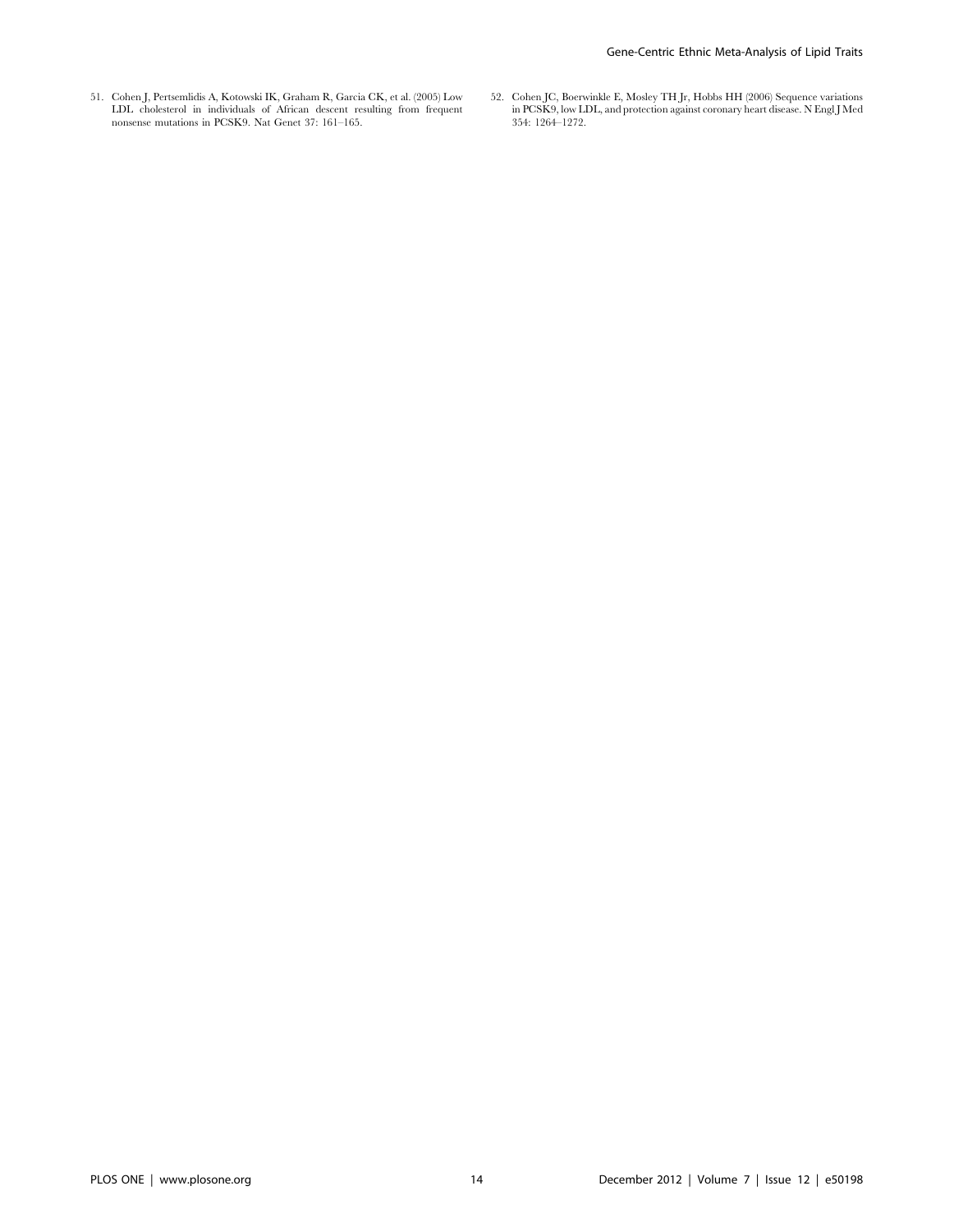51. Cohen J, Pertsemlidis A, Kotowski IK, Graham R, Garcia CK, et al. (2005) Low LDL cholesterol in individuals of African descent resulting from frequent nonsense mutations in PCSK9. Nat Genet 37: 161–165.

52. Cohen JC, Boerwinkle E, Mosley TH Jr, Hobbs HH (2006) Sequence variations in PCSK9, low LDL, and protection against coronary heart disease. N Engl J Med 354: 1264–1272.